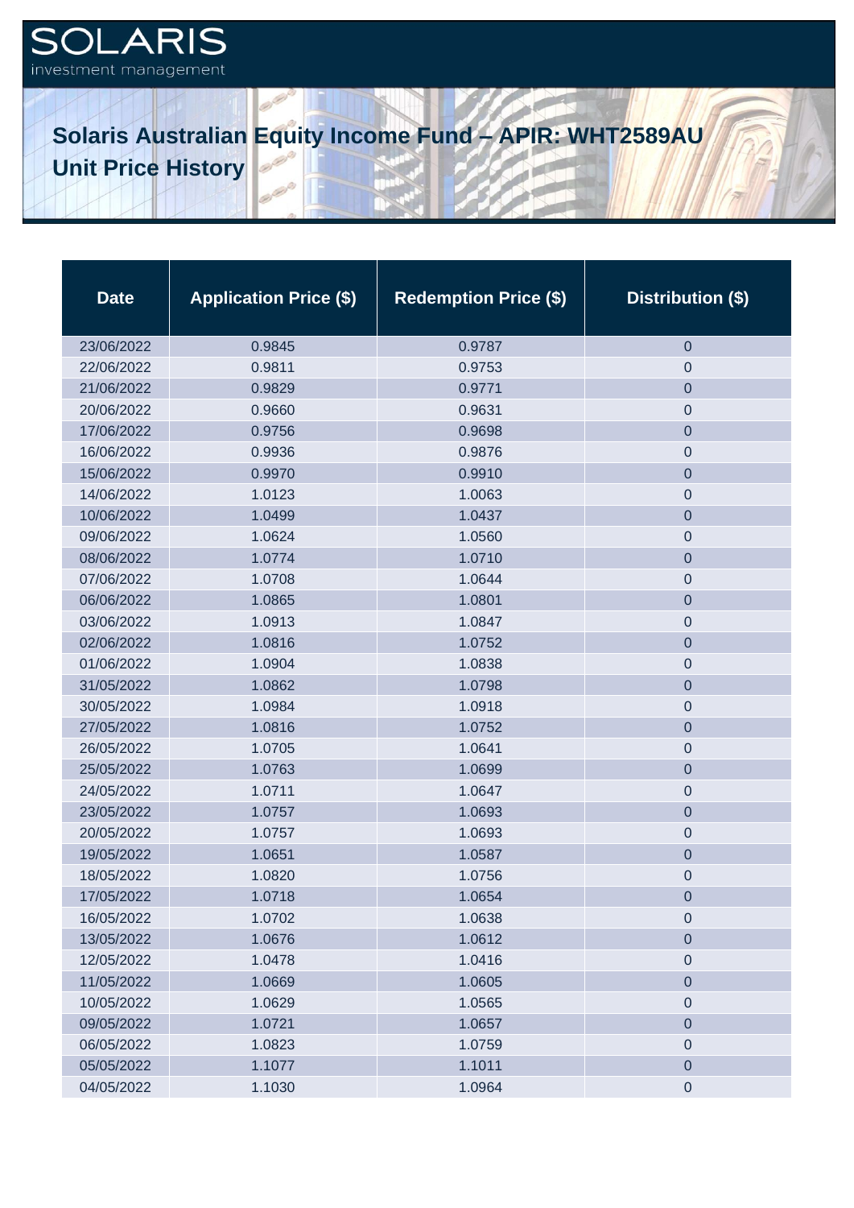SOLARIS
investment management

# Solaris Australian Equity Income Fund – APIR: WHT2589AU
## Unit Price History

| Date | Application Price ($) | Redemption Price ($) | Distribution ($) |
|---|---|---|---|
| 23/06/2022 | 0.9845 | 0.9787 | 0 |
| 22/06/2022 | 0.9811 | 0.9753 | 0 |
| 21/06/2022 | 0.9829 | 0.9771 | 0 |
| 20/06/2022 | 0.9660 | 0.9631 | 0 |
| 17/06/2022 | 0.9756 | 0.9698 | 0 |
| 16/06/2022 | 0.9936 | 0.9876 | 0 |
| 15/06/2022 | 0.9970 | 0.9910 | 0 |
| 14/06/2022 | 1.0123 | 1.0063 | 0 |
| 10/06/2022 | 1.0499 | 1.0437 | 0 |
| 09/06/2022 | 1.0624 | 1.0560 | 0 |
| 08/06/2022 | 1.0774 | 1.0710 | 0 |
| 07/06/2022 | 1.0708 | 1.0644 | 0 |
| 06/06/2022 | 1.0865 | 1.0801 | 0 |
| 03/06/2022 | 1.0913 | 1.0847 | 0 |
| 02/06/2022 | 1.0816 | 1.0752 | 0 |
| 01/06/2022 | 1.0904 | 1.0838 | 0 |
| 31/05/2022 | 1.0862 | 1.0798 | 0 |
| 30/05/2022 | 1.0984 | 1.0918 | 0 |
| 27/05/2022 | 1.0816 | 1.0752 | 0 |
| 26/05/2022 | 1.0705 | 1.0641 | 0 |
| 25/05/2022 | 1.0763 | 1.0699 | 0 |
| 24/05/2022 | 1.0711 | 1.0647 | 0 |
| 23/05/2022 | 1.0757 | 1.0693 | 0 |
| 20/05/2022 | 1.0757 | 1.0693 | 0 |
| 19/05/2022 | 1.0651 | 1.0587 | 0 |
| 18/05/2022 | 1.0820 | 1.0756 | 0 |
| 17/05/2022 | 1.0718 | 1.0654 | 0 |
| 16/05/2022 | 1.0702 | 1.0638 | 0 |
| 13/05/2022 | 1.0676 | 1.0612 | 0 |
| 12/05/2022 | 1.0478 | 1.0416 | 0 |
| 11/05/2022 | 1.0669 | 1.0605 | 0 |
| 10/05/2022 | 1.0629 | 1.0565 | 0 |
| 09/05/2022 | 1.0721 | 1.0657 | 0 |
| 06/05/2022 | 1.0823 | 1.0759 | 0 |
| 05/05/2022 | 1.1077 | 1.1011 | 0 |
| 04/05/2022 | 1.1030 | 1.0964 | 0 |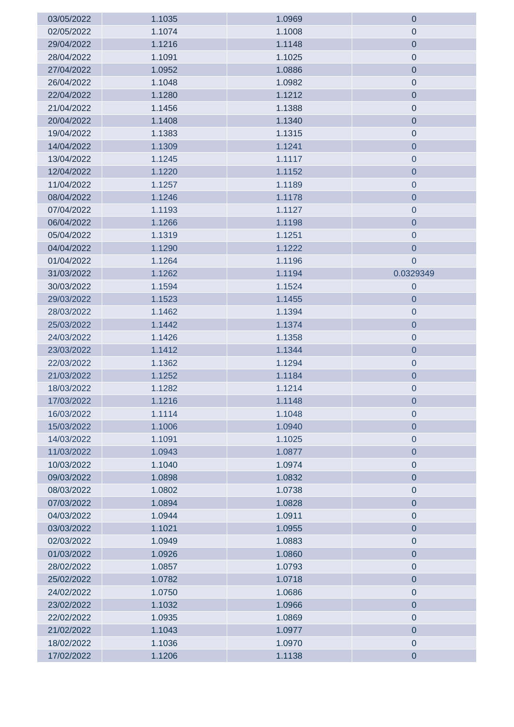| | | | |
|---|---|---|---|
| 03/05/2022 | 1.1035 | 1.0969 | 0 |
| 02/05/2022 | 1.1074 | 1.1008 | 0 |
| 29/04/2022 | 1.1216 | 1.1148 | 0 |
| 28/04/2022 | 1.1091 | 1.1025 | 0 |
| 27/04/2022 | 1.0952 | 1.0886 | 0 |
| 26/04/2022 | 1.1048 | 1.0982 | 0 |
| 22/04/2022 | 1.1280 | 1.1212 | 0 |
| 21/04/2022 | 1.1456 | 1.1388 | 0 |
| 20/04/2022 | 1.1408 | 1.1340 | 0 |
| 19/04/2022 | 1.1383 | 1.1315 | 0 |
| 14/04/2022 | 1.1309 | 1.1241 | 0 |
| 13/04/2022 | 1.1245 | 1.1117 | 0 |
| 12/04/2022 | 1.1220 | 1.1152 | 0 |
| 11/04/2022 | 1.1257 | 1.1189 | 0 |
| 08/04/2022 | 1.1246 | 1.1178 | 0 |
| 07/04/2022 | 1.1193 | 1.1127 | 0 |
| 06/04/2022 | 1.1266 | 1.1198 | 0 |
| 05/04/2022 | 1.1319 | 1.1251 | 0 |
| 04/04/2022 | 1.1290 | 1.1222 | 0 |
| 01/04/2022 | 1.1264 | 1.1196 | 0 |
| 31/03/2022 | 1.1262 | 1.1194 | 0.0329349 |
| 30/03/2022 | 1.1594 | 1.1524 | 0 |
| 29/03/2022 | 1.1523 | 1.1455 | 0 |
| 28/03/2022 | 1.1462 | 1.1394 | 0 |
| 25/03/2022 | 1.1442 | 1.1374 | 0 |
| 24/03/2022 | 1.1426 | 1.1358 | 0 |
| 23/03/2022 | 1.1412 | 1.1344 | 0 |
| 22/03/2022 | 1.1362 | 1.1294 | 0 |
| 21/03/2022 | 1.1252 | 1.1184 | 0 |
| 18/03/2022 | 1.1282 | 1.1214 | 0 |
| 17/03/2022 | 1.1216 | 1.1148 | 0 |
| 16/03/2022 | 1.1114 | 1.1048 | 0 |
| 15/03/2022 | 1.1006 | 1.0940 | 0 |
| 14/03/2022 | 1.1091 | 1.1025 | 0 |
| 11/03/2022 | 1.0943 | 1.0877 | 0 |
| 10/03/2022 | 1.1040 | 1.0974 | 0 |
| 09/03/2022 | 1.0898 | 1.0832 | 0 |
| 08/03/2022 | 1.0802 | 1.0738 | 0 |
| 07/03/2022 | 1.0894 | 1.0828 | 0 |
| 04/03/2022 | 1.0944 | 1.0911 | 0 |
| 03/03/2022 | 1.1021 | 1.0955 | 0 |
| 02/03/2022 | 1.0949 | 1.0883 | 0 |
| 01/03/2022 | 1.0926 | 1.0860 | 0 |
| 28/02/2022 | 1.0857 | 1.0793 | 0 |
| 25/02/2022 | 1.0782 | 1.0718 | 0 |
| 24/02/2022 | 1.0750 | 1.0686 | 0 |
| 23/02/2022 | 1.1032 | 1.0966 | 0 |
| 22/02/2022 | 1.0935 | 1.0869 | 0 |
| 21/02/2022 | 1.1043 | 1.0977 | 0 |
| 18/02/2022 | 1.1036 | 1.0970 | 0 |
| 17/02/2022 | 1.1206 | 1.1138 | 0 |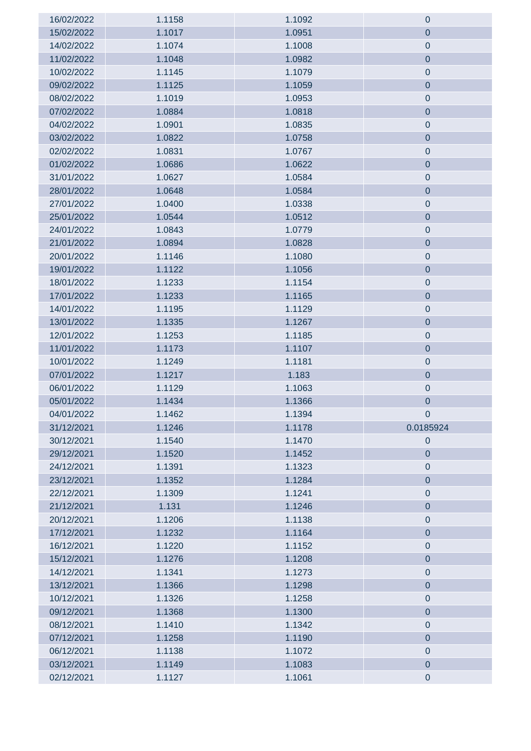| | | | |
|---|---|---|---|
| 16/02/2022 | 1.1158 | 1.1092 | 0 |
| 15/02/2022 | 1.1017 | 1.0951 | 0 |
| 14/02/2022 | 1.1074 | 1.1008 | 0 |
| 11/02/2022 | 1.1048 | 1.0982 | 0 |
| 10/02/2022 | 1.1145 | 1.1079 | 0 |
| 09/02/2022 | 1.1125 | 1.1059 | 0 |
| 08/02/2022 | 1.1019 | 1.0953 | 0 |
| 07/02/2022 | 1.0884 | 1.0818 | 0 |
| 04/02/2022 | 1.0901 | 1.0835 | 0 |
| 03/02/2022 | 1.0822 | 1.0758 | 0 |
| 02/02/2022 | 1.0831 | 1.0767 | 0 |
| 01/02/2022 | 1.0686 | 1.0622 | 0 |
| 31/01/2022 | 1.0627 | 1.0584 | 0 |
| 28/01/2022 | 1.0648 | 1.0584 | 0 |
| 27/01/2022 | 1.0400 | 1.0338 | 0 |
| 25/01/2022 | 1.0544 | 1.0512 | 0 |
| 24/01/2022 | 1.0843 | 1.0779 | 0 |
| 21/01/2022 | 1.0894 | 1.0828 | 0 |
| 20/01/2022 | 1.1146 | 1.1080 | 0 |
| 19/01/2022 | 1.1122 | 1.1056 | 0 |
| 18/01/2022 | 1.1233 | 1.1154 | 0 |
| 17/01/2022 | 1.1233 | 1.1165 | 0 |
| 14/01/2022 | 1.1195 | 1.1129 | 0 |
| 13/01/2022 | 1.1335 | 1.1267 | 0 |
| 12/01/2022 | 1.1253 | 1.1185 | 0 |
| 11/01/2022 | 1.1173 | 1.1107 | 0 |
| 10/01/2022 | 1.1249 | 1.1181 | 0 |
| 07/01/2022 | 1.1217 | 1.183 | 0 |
| 06/01/2022 | 1.1129 | 1.1063 | 0 |
| 05/01/2022 | 1.1434 | 1.1366 | 0 |
| 04/01/2022 | 1.1462 | 1.1394 | 0 |
| 31/12/2021 | 1.1246 | 1.1178 | 0.0185924 |
| 30/12/2021 | 1.1540 | 1.1470 | 0 |
| 29/12/2021 | 1.1520 | 1.1452 | 0 |
| 24/12/2021 | 1.1391 | 1.1323 | 0 |
| 23/12/2021 | 1.1352 | 1.1284 | 0 |
| 22/12/2021 | 1.1309 | 1.1241 | 0 |
| 21/12/2021 | 1.131 | 1.1246 | 0 |
| 20/12/2021 | 1.1206 | 1.1138 | 0 |
| 17/12/2021 | 1.1232 | 1.1164 | 0 |
| 16/12/2021 | 1.1220 | 1.1152 | 0 |
| 15/12/2021 | 1.1276 | 1.1208 | 0 |
| 14/12/2021 | 1.1341 | 1.1273 | 0 |
| 13/12/2021 | 1.1366 | 1.1298 | 0 |
| 10/12/2021 | 1.1326 | 1.1258 | 0 |
| 09/12/2021 | 1.1368 | 1.1300 | 0 |
| 08/12/2021 | 1.1410 | 1.1342 | 0 |
| 07/12/2021 | 1.1258 | 1.1190 | 0 |
| 06/12/2021 | 1.1138 | 1.1072 | 0 |
| 03/12/2021 | 1.1149 | 1.1083 | 0 |
| 02/12/2021 | 1.1127 | 1.1061 | 0 |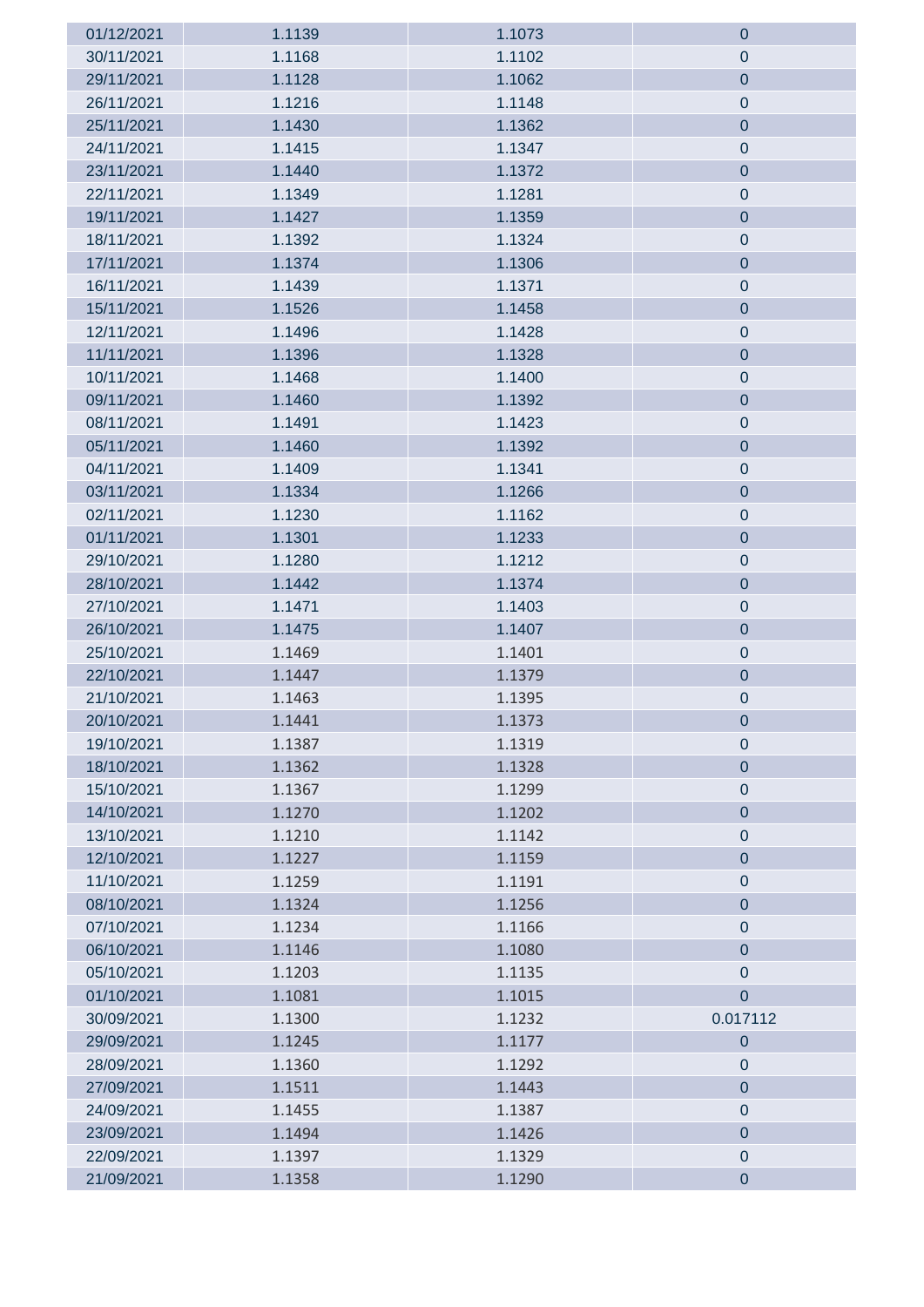| | | | |
|---|---|---|---|
| 01/12/2021 | 1.1139 | 1.1073 | 0 |
| 30/11/2021 | 1.1168 | 1.1102 | 0 |
| 29/11/2021 | 1.1128 | 1.1062 | 0 |
| 26/11/2021 | 1.1216 | 1.1148 | 0 |
| 25/11/2021 | 1.1430 | 1.1362 | 0 |
| 24/11/2021 | 1.1415 | 1.1347 | 0 |
| 23/11/2021 | 1.1440 | 1.1372 | 0 |
| 22/11/2021 | 1.1349 | 1.1281 | 0 |
| 19/11/2021 | 1.1427 | 1.1359 | 0 |
| 18/11/2021 | 1.1392 | 1.1324 | 0 |
| 17/11/2021 | 1.1374 | 1.1306 | 0 |
| 16/11/2021 | 1.1439 | 1.1371 | 0 |
| 15/11/2021 | 1.1526 | 1.1458 | 0 |
| 12/11/2021 | 1.1496 | 1.1428 | 0 |
| 11/11/2021 | 1.1396 | 1.1328 | 0 |
| 10/11/2021 | 1.1468 | 1.1400 | 0 |
| 09/11/2021 | 1.1460 | 1.1392 | 0 |
| 08/11/2021 | 1.1491 | 1.1423 | 0 |
| 05/11/2021 | 1.1460 | 1.1392 | 0 |
| 04/11/2021 | 1.1409 | 1.1341 | 0 |
| 03/11/2021 | 1.1334 | 1.1266 | 0 |
| 02/11/2021 | 1.1230 | 1.1162 | 0 |
| 01/11/2021 | 1.1301 | 1.1233 | 0 |
| 29/10/2021 | 1.1280 | 1.1212 | 0 |
| 28/10/2021 | 1.1442 | 1.1374 | 0 |
| 27/10/2021 | 1.1471 | 1.1403 | 0 |
| 26/10/2021 | 1.1475 | 1.1407 | 0 |
| 25/10/2021 | 1.1469 | 1.1401 | 0 |
| 22/10/2021 | 1.1447 | 1.1379 | 0 |
| 21/10/2021 | 1.1463 | 1.1395 | 0 |
| 20/10/2021 | 1.1441 | 1.1373 | 0 |
| 19/10/2021 | 1.1387 | 1.1319 | 0 |
| 18/10/2021 | 1.1362 | 1.1328 | 0 |
| 15/10/2021 | 1.1367 | 1.1299 | 0 |
| 14/10/2021 | 1.1270 | 1.1202 | 0 |
| 13/10/2021 | 1.1210 | 1.1142 | 0 |
| 12/10/2021 | 1.1227 | 1.1159 | 0 |
| 11/10/2021 | 1.1259 | 1.1191 | 0 |
| 08/10/2021 | 1.1324 | 1.1256 | 0 |
| 07/10/2021 | 1.1234 | 1.1166 | 0 |
| 06/10/2021 | 1.1146 | 1.1080 | 0 |
| 05/10/2021 | 1.1203 | 1.1135 | 0 |
| 01/10/2021 | 1.1081 | 1.1015 | 0 |
| 30/09/2021 | 1.1300 | 1.1232 | 0.017112 |
| 29/09/2021 | 1.1245 | 1.1177 | 0 |
| 28/09/2021 | 1.1360 | 1.1292 | 0 |
| 27/09/2021 | 1.1511 | 1.1443 | 0 |
| 24/09/2021 | 1.1455 | 1.1387 | 0 |
| 23/09/2021 | 1.1494 | 1.1426 | 0 |
| 22/09/2021 | 1.1397 | 1.1329 | 0 |
| 21/09/2021 | 1.1358 | 1.1290 | 0 |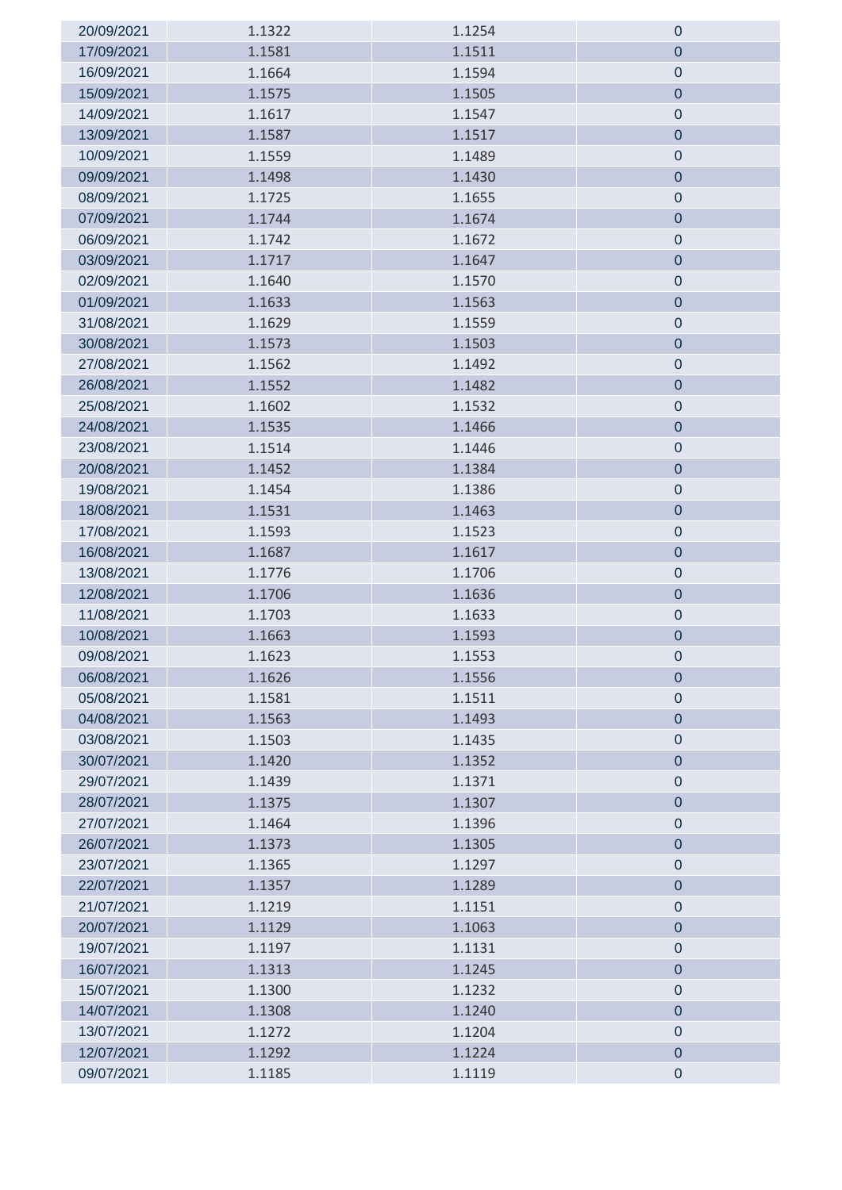| | | | |
|---|---|---|---|
| 20/09/2021 | 1.1322 | 1.1254 | 0 |
| 17/09/2021 | 1.1581 | 1.1511 | 0 |
| 16/09/2021 | 1.1664 | 1.1594 | 0 |
| 15/09/2021 | 1.1575 | 1.1505 | 0 |
| 14/09/2021 | 1.1617 | 1.1547 | 0 |
| 13/09/2021 | 1.1587 | 1.1517 | 0 |
| 10/09/2021 | 1.1559 | 1.1489 | 0 |
| 09/09/2021 | 1.1498 | 1.1430 | 0 |
| 08/09/2021 | 1.1725 | 1.1655 | 0 |
| 07/09/2021 | 1.1744 | 1.1674 | 0 |
| 06/09/2021 | 1.1742 | 1.1672 | 0 |
| 03/09/2021 | 1.1717 | 1.1647 | 0 |
| 02/09/2021 | 1.1640 | 1.1570 | 0 |
| 01/09/2021 | 1.1633 | 1.1563 | 0 |
| 31/08/2021 | 1.1629 | 1.1559 | 0 |
| 30/08/2021 | 1.1573 | 1.1503 | 0 |
| 27/08/2021 | 1.1562 | 1.1492 | 0 |
| 26/08/2021 | 1.1552 | 1.1482 | 0 |
| 25/08/2021 | 1.1602 | 1.1532 | 0 |
| 24/08/2021 | 1.1535 | 1.1466 | 0 |
| 23/08/2021 | 1.1514 | 1.1446 | 0 |
| 20/08/2021 | 1.1452 | 1.1384 | 0 |
| 19/08/2021 | 1.1454 | 1.1386 | 0 |
| 18/08/2021 | 1.1531 | 1.1463 | 0 |
| 17/08/2021 | 1.1593 | 1.1523 | 0 |
| 16/08/2021 | 1.1687 | 1.1617 | 0 |
| 13/08/2021 | 1.1776 | 1.1706 | 0 |
| 12/08/2021 | 1.1706 | 1.1636 | 0 |
| 11/08/2021 | 1.1703 | 1.1633 | 0 |
| 10/08/2021 | 1.1663 | 1.1593 | 0 |
| 09/08/2021 | 1.1623 | 1.1553 | 0 |
| 06/08/2021 | 1.1626 | 1.1556 | 0 |
| 05/08/2021 | 1.1581 | 1.1511 | 0 |
| 04/08/2021 | 1.1563 | 1.1493 | 0 |
| 03/08/2021 | 1.1503 | 1.1435 | 0 |
| 30/07/2021 | 1.1420 | 1.1352 | 0 |
| 29/07/2021 | 1.1439 | 1.1371 | 0 |
| 28/07/2021 | 1.1375 | 1.1307 | 0 |
| 27/07/2021 | 1.1464 | 1.1396 | 0 |
| 26/07/2021 | 1.1373 | 1.1305 | 0 |
| 23/07/2021 | 1.1365 | 1.1297 | 0 |
| 22/07/2021 | 1.1357 | 1.1289 | 0 |
| 21/07/2021 | 1.1219 | 1.1151 | 0 |
| 20/07/2021 | 1.1129 | 1.1063 | 0 |
| 19/07/2021 | 1.1197 | 1.1131 | 0 |
| 16/07/2021 | 1.1313 | 1.1245 | 0 |
| 15/07/2021 | 1.1300 | 1.1232 | 0 |
| 14/07/2021 | 1.1308 | 1.1240 | 0 |
| 13/07/2021 | 1.1272 | 1.1204 | 0 |
| 12/07/2021 | 1.1292 | 1.1224 | 0 |
| 09/07/2021 | 1.1185 | 1.1119 | 0 |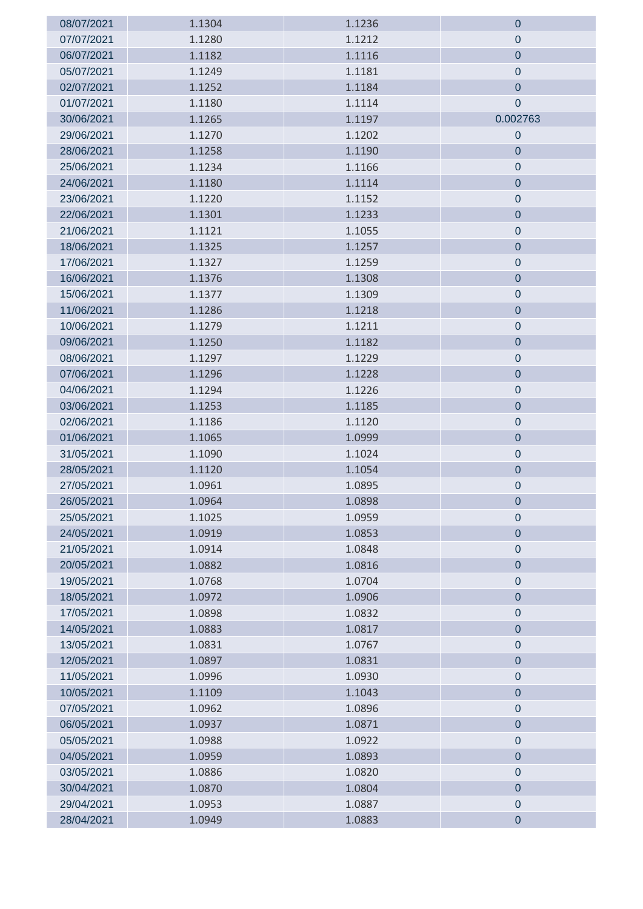| | | | |
|---|---|---|---|
| 08/07/2021 | 1.1304 | 1.1236 | 0 |
| 07/07/2021 | 1.1280 | 1.1212 | 0 |
| 06/07/2021 | 1.1182 | 1.1116 | 0 |
| 05/07/2021 | 1.1249 | 1.1181 | 0 |
| 02/07/2021 | 1.1252 | 1.1184 | 0 |
| 01/07/2021 | 1.1180 | 1.1114 | 0 |
| 30/06/2021 | 1.1265 | 1.1197 | 0.002763 |
| 29/06/2021 | 1.1270 | 1.1202 | 0 |
| 28/06/2021 | 1.1258 | 1.1190 | 0 |
| 25/06/2021 | 1.1234 | 1.1166 | 0 |
| 24/06/2021 | 1.1180 | 1.1114 | 0 |
| 23/06/2021 | 1.1220 | 1.1152 | 0 |
| 22/06/2021 | 1.1301 | 1.1233 | 0 |
| 21/06/2021 | 1.1121 | 1.1055 | 0 |
| 18/06/2021 | 1.1325 | 1.1257 | 0 |
| 17/06/2021 | 1.1327 | 1.1259 | 0 |
| 16/06/2021 | 1.1376 | 1.1308 | 0 |
| 15/06/2021 | 1.1377 | 1.1309 | 0 |
| 11/06/2021 | 1.1286 | 1.1218 | 0 |
| 10/06/2021 | 1.1279 | 1.1211 | 0 |
| 09/06/2021 | 1.1250 | 1.1182 | 0 |
| 08/06/2021 | 1.1297 | 1.1229 | 0 |
| 07/06/2021 | 1.1296 | 1.1228 | 0 |
| 04/06/2021 | 1.1294 | 1.1226 | 0 |
| 03/06/2021 | 1.1253 | 1.1185 | 0 |
| 02/06/2021 | 1.1186 | 1.1120 | 0 |
| 01/06/2021 | 1.1065 | 1.0999 | 0 |
| 31/05/2021 | 1.1090 | 1.1024 | 0 |
| 28/05/2021 | 1.1120 | 1.1054 | 0 |
| 27/05/2021 | 1.0961 | 1.0895 | 0 |
| 26/05/2021 | 1.0964 | 1.0898 | 0 |
| 25/05/2021 | 1.1025 | 1.0959 | 0 |
| 24/05/2021 | 1.0919 | 1.0853 | 0 |
| 21/05/2021 | 1.0914 | 1.0848 | 0 |
| 20/05/2021 | 1.0882 | 1.0816 | 0 |
| 19/05/2021 | 1.0768 | 1.0704 | 0 |
| 18/05/2021 | 1.0972 | 1.0906 | 0 |
| 17/05/2021 | 1.0898 | 1.0832 | 0 |
| 14/05/2021 | 1.0883 | 1.0817 | 0 |
| 13/05/2021 | 1.0831 | 1.0767 | 0 |
| 12/05/2021 | 1.0897 | 1.0831 | 0 |
| 11/05/2021 | 1.0996 | 1.0930 | 0 |
| 10/05/2021 | 1.1109 | 1.1043 | 0 |
| 07/05/2021 | 1.0962 | 1.0896 | 0 |
| 06/05/2021 | 1.0937 | 1.0871 | 0 |
| 05/05/2021 | 1.0988 | 1.0922 | 0 |
| 04/05/2021 | 1.0959 | 1.0893 | 0 |
| 03/05/2021 | 1.0886 | 1.0820 | 0 |
| 30/04/2021 | 1.0870 | 1.0804 | 0 |
| 29/04/2021 | 1.0953 | 1.0887 | 0 |
| 28/04/2021 | 1.0949 | 1.0883 | 0 |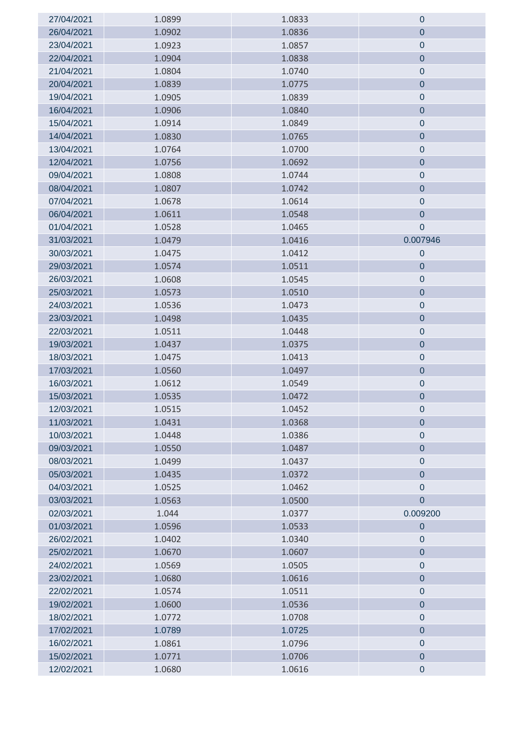| | | | |
|---|---|---|---|
| 27/04/2021 | 1.0899 | 1.0833 | 0 |
| 26/04/2021 | 1.0902 | 1.0836 | 0 |
| 23/04/2021 | 1.0923 | 1.0857 | 0 |
| 22/04/2021 | 1.0904 | 1.0838 | 0 |
| 21/04/2021 | 1.0804 | 1.0740 | 0 |
| 20/04/2021 | 1.0839 | 1.0775 | 0 |
| 19/04/2021 | 1.0905 | 1.0839 | 0 |
| 16/04/2021 | 1.0906 | 1.0840 | 0 |
| 15/04/2021 | 1.0914 | 1.0849 | 0 |
| 14/04/2021 | 1.0830 | 1.0765 | 0 |
| 13/04/2021 | 1.0764 | 1.0700 | 0 |
| 12/04/2021 | 1.0756 | 1.0692 | 0 |
| 09/04/2021 | 1.0808 | 1.0744 | 0 |
| 08/04/2021 | 1.0807 | 1.0742 | 0 |
| 07/04/2021 | 1.0678 | 1.0614 | 0 |
| 06/04/2021 | 1.0611 | 1.0548 | 0 |
| 01/04/2021 | 1.0528 | 1.0465 | 0 |
| 31/03/2021 | 1.0479 | 1.0416 | 0.007946 |
| 30/03/2021 | 1.0475 | 1.0412 | 0 |
| 29/03/2021 | 1.0574 | 1.0511 | 0 |
| 26/03/2021 | 1.0608 | 1.0545 | 0 |
| 25/03/2021 | 1.0573 | 1.0510 | 0 |
| 24/03/2021 | 1.0536 | 1.0473 | 0 |
| 23/03/2021 | 1.0498 | 1.0435 | 0 |
| 22/03/2021 | 1.0511 | 1.0448 | 0 |
| 19/03/2021 | 1.0437 | 1.0375 | 0 |
| 18/03/2021 | 1.0475 | 1.0413 | 0 |
| 17/03/2021 | 1.0560 | 1.0497 | 0 |
| 16/03/2021 | 1.0612 | 1.0549 | 0 |
| 15/03/2021 | 1.0535 | 1.0472 | 0 |
| 12/03/2021 | 1.0515 | 1.0452 | 0 |
| 11/03/2021 | 1.0431 | 1.0368 | 0 |
| 10/03/2021 | 1.0448 | 1.0386 | 0 |
| 09/03/2021 | 1.0550 | 1.0487 | 0 |
| 08/03/2021 | 1.0499 | 1.0437 | 0 |
| 05/03/2021 | 1.0435 | 1.0372 | 0 |
| 04/03/2021 | 1.0525 | 1.0462 | 0 |
| 03/03/2021 | 1.0563 | 1.0500 | 0 |
| 02/03/2021 | 1.044 | 1.0377 | 0.009200 |
| 01/03/2021 | 1.0596 | 1.0533 | 0 |
| 26/02/2021 | 1.0402 | 1.0340 | 0 |
| 25/02/2021 | 1.0670 | 1.0607 | 0 |
| 24/02/2021 | 1.0569 | 1.0505 | 0 |
| 23/02/2021 | 1.0680 | 1.0616 | 0 |
| 22/02/2021 | 1.0574 | 1.0511 | 0 |
| 19/02/2021 | 1.0600 | 1.0536 | 0 |
| 18/02/2021 | 1.0772 | 1.0708 | 0 |
| 17/02/2021 | 1.0789 | 1.0725 | 0 |
| 16/02/2021 | 1.0861 | 1.0796 | 0 |
| 15/02/2021 | 1.0771 | 1.0706 | 0 |
| 12/02/2021 | 1.0680 | 1.0616 | 0 |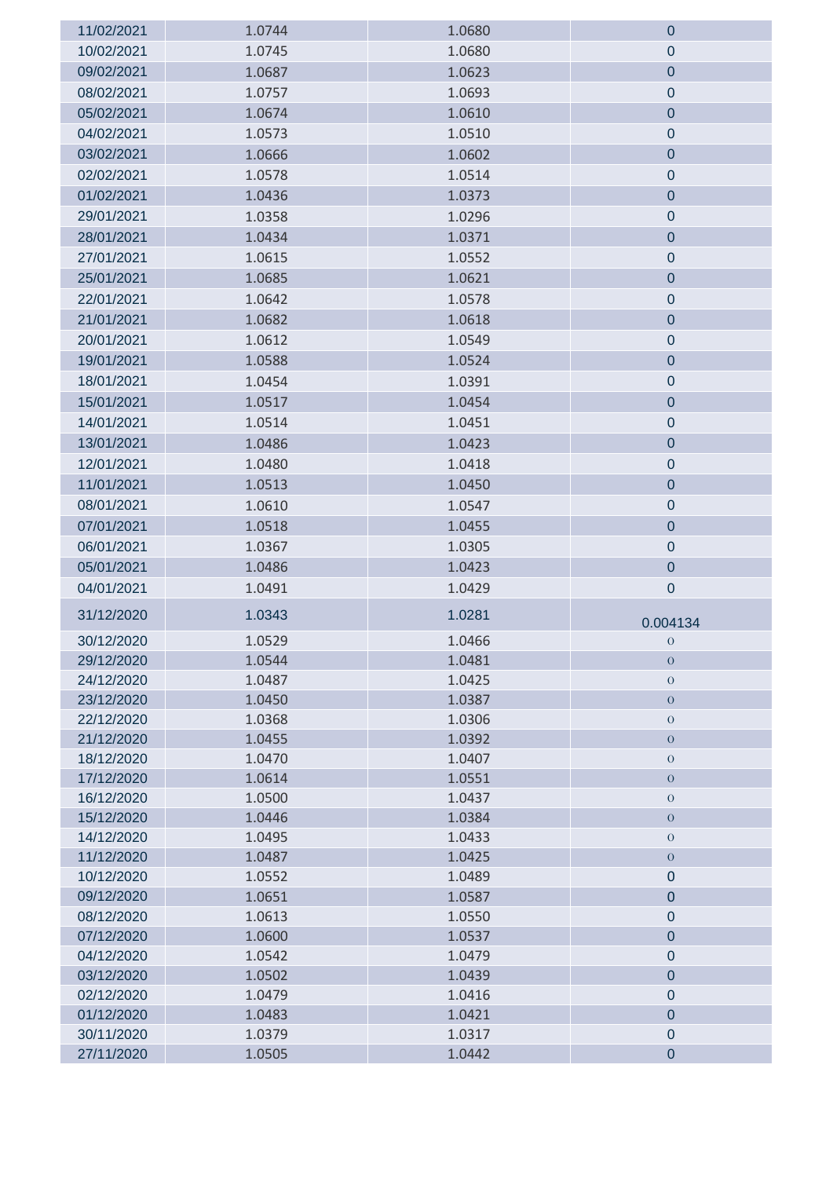| | | | |
|---|---|---|---|
| 11/02/2021 | 1.0744 | 1.0680 | 0 |
| 10/02/2021 | 1.0745 | 1.0680 | 0 |
| 09/02/2021 | 1.0687 | 1.0623 | 0 |
| 08/02/2021 | 1.0757 | 1.0693 | 0 |
| 05/02/2021 | 1.0674 | 1.0610 | 0 |
| 04/02/2021 | 1.0573 | 1.0510 | 0 |
| 03/02/2021 | 1.0666 | 1.0602 | 0 |
| 02/02/2021 | 1.0578 | 1.0514 | 0 |
| 01/02/2021 | 1.0436 | 1.0373 | 0 |
| 29/01/2021 | 1.0358 | 1.0296 | 0 |
| 28/01/2021 | 1.0434 | 1.0371 | 0 |
| 27/01/2021 | 1.0615 | 1.0552 | 0 |
| 25/01/2021 | 1.0685 | 1.0621 | 0 |
| 22/01/2021 | 1.0642 | 1.0578 | 0 |
| 21/01/2021 | 1.0682 | 1.0618 | 0 |
| 20/01/2021 | 1.0612 | 1.0549 | 0 |
| 19/01/2021 | 1.0588 | 1.0524 | 0 |
| 18/01/2021 | 1.0454 | 1.0391 | 0 |
| 15/01/2021 | 1.0517 | 1.0454 | 0 |
| 14/01/2021 | 1.0514 | 1.0451 | 0 |
| 13/01/2021 | 1.0486 | 1.0423 | 0 |
| 12/01/2021 | 1.0480 | 1.0418 | 0 |
| 11/01/2021 | 1.0513 | 1.0450 | 0 |
| 08/01/2021 | 1.0610 | 1.0547 | 0 |
| 07/01/2021 | 1.0518 | 1.0455 | 0 |
| 06/01/2021 | 1.0367 | 1.0305 | 0 |
| 05/01/2021 | 1.0486 | 1.0423 | 0 |
| 04/01/2021 | 1.0491 | 1.0429 | 0 |
| 31/12/2020 | 1.0343 | 1.0281 | 0.004134 |
| 30/12/2020 | 1.0529 | 1.0466 | 0 |
| 29/12/2020 | 1.0544 | 1.0481 | 0 |
| 24/12/2020 | 1.0487 | 1.0425 | 0 |
| 23/12/2020 | 1.0450 | 1.0387 | 0 |
| 22/12/2020 | 1.0368 | 1.0306 | 0 |
| 21/12/2020 | 1.0455 | 1.0392 | 0 |
| 18/12/2020 | 1.0470 | 1.0407 | 0 |
| 17/12/2020 | 1.0614 | 1.0551 | 0 |
| 16/12/2020 | 1.0500 | 1.0437 | 0 |
| 15/12/2020 | 1.0446 | 1.0384 | 0 |
| 14/12/2020 | 1.0495 | 1.0433 | 0 |
| 11/12/2020 | 1.0487 | 1.0425 | 0 |
| 10/12/2020 | 1.0552 | 1.0489 | 0 |
| 09/12/2020 | 1.0651 | 1.0587 | 0 |
| 08/12/2020 | 1.0613 | 1.0550 | 0 |
| 07/12/2020 | 1.0600 | 1.0537 | 0 |
| 04/12/2020 | 1.0542 | 1.0479 | 0 |
| 03/12/2020 | 1.0502 | 1.0439 | 0 |
| 02/12/2020 | 1.0479 | 1.0416 | 0 |
| 01/12/2020 | 1.0483 | 1.0421 | 0 |
| 30/11/2020 | 1.0379 | 1.0317 | 0 |
| 27/11/2020 | 1.0505 | 1.0442 | 0 |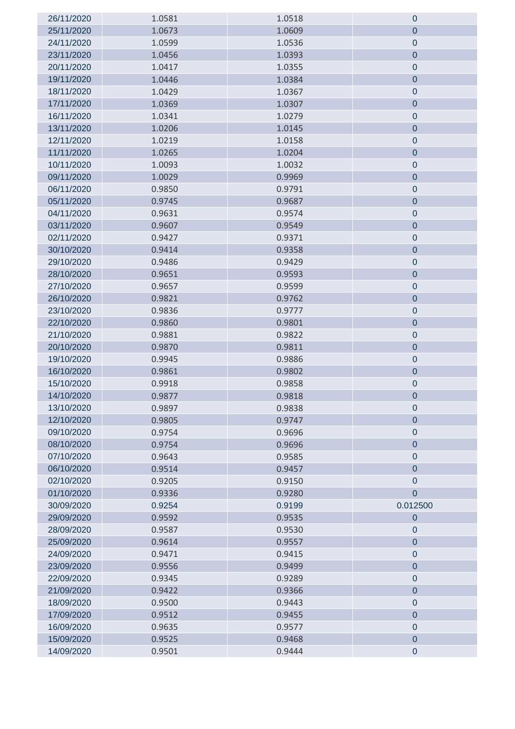| 26/11/2020 | 1.0581 | 1.0518 | 0 |
|---|---|---|---|
| 25/11/2020 | 1.0673 | 1.0609 | 0 |
| 24/11/2020 | 1.0599 | 1.0536 | 0 |
| 23/11/2020 | 1.0456 | 1.0393 | 0 |
| 20/11/2020 | 1.0417 | 1.0355 | 0 |
| 19/11/2020 | 1.0446 | 1.0384 | 0 |
| 18/11/2020 | 1.0429 | 1.0367 | 0 |
| 17/11/2020 | 1.0369 | 1.0307 | 0 |
| 16/11/2020 | 1.0341 | 1.0279 | 0 |
| 13/11/2020 | 1.0206 | 1.0145 | 0 |
| 12/11/2020 | 1.0219 | 1.0158 | 0 |
| 11/11/2020 | 1.0265 | 1.0204 | 0 |
| 10/11/2020 | 1.0093 | 1.0032 | 0 |
| 09/11/2020 | 1.0029 | 0.9969 | 0 |
| 06/11/2020 | 0.9850 | 0.9791 | 0 |
| 05/11/2020 | 0.9745 | 0.9687 | 0 |
| 04/11/2020 | 0.9631 | 0.9574 | 0 |
| 03/11/2020 | 0.9607 | 0.9549 | 0 |
| 02/11/2020 | 0.9427 | 0.9371 | 0 |
| 30/10/2020 | 0.9414 | 0.9358 | 0 |
| 29/10/2020 | 0.9486 | 0.9429 | 0 |
| 28/10/2020 | 0.9651 | 0.9593 | 0 |
| 27/10/2020 | 0.9657 | 0.9599 | 0 |
| 26/10/2020 | 0.9821 | 0.9762 | 0 |
| 23/10/2020 | 0.9836 | 0.9777 | 0 |
| 22/10/2020 | 0.9860 | 0.9801 | 0 |
| 21/10/2020 | 0.9881 | 0.9822 | 0 |
| 20/10/2020 | 0.9870 | 0.9811 | 0 |
| 19/10/2020 | 0.9945 | 0.9886 | 0 |
| 16/10/2020 | 0.9861 | 0.9802 | 0 |
| 15/10/2020 | 0.9918 | 0.9858 | 0 |
| 14/10/2020 | 0.9877 | 0.9818 | 0 |
| 13/10/2020 | 0.9897 | 0.9838 | 0 |
| 12/10/2020 | 0.9805 | 0.9747 | 0 |
| 09/10/2020 | 0.9754 | 0.9696 | 0 |
| 08/10/2020 | 0.9754 | 0.9696 | 0 |
| 07/10/2020 | 0.9643 | 0.9585 | 0 |
| 06/10/2020 | 0.9514 | 0.9457 | 0 |
| 02/10/2020 | 0.9205 | 0.9150 | 0 |
| 01/10/2020 | 0.9336 | 0.9280 | 0 |
| 30/09/2020 | 0.9254 | 0.9199 | 0.012500 |
| 29/09/2020 | 0.9592 | 0.9535 | 0 |
| 28/09/2020 | 0.9587 | 0.9530 | 0 |
| 25/09/2020 | 0.9614 | 0.9557 | 0 |
| 24/09/2020 | 0.9471 | 0.9415 | 0 |
| 23/09/2020 | 0.9556 | 0.9499 | 0 |
| 22/09/2020 | 0.9345 | 0.9289 | 0 |
| 21/09/2020 | 0.9422 | 0.9366 | 0 |
| 18/09/2020 | 0.9500 | 0.9443 | 0 |
| 17/09/2020 | 0.9512 | 0.9455 | 0 |
| 16/09/2020 | 0.9635 | 0.9577 | 0 |
| 15/09/2020 | 0.9525 | 0.9468 | 0 |
| 14/09/2020 | 0.9501 | 0.9444 | 0 |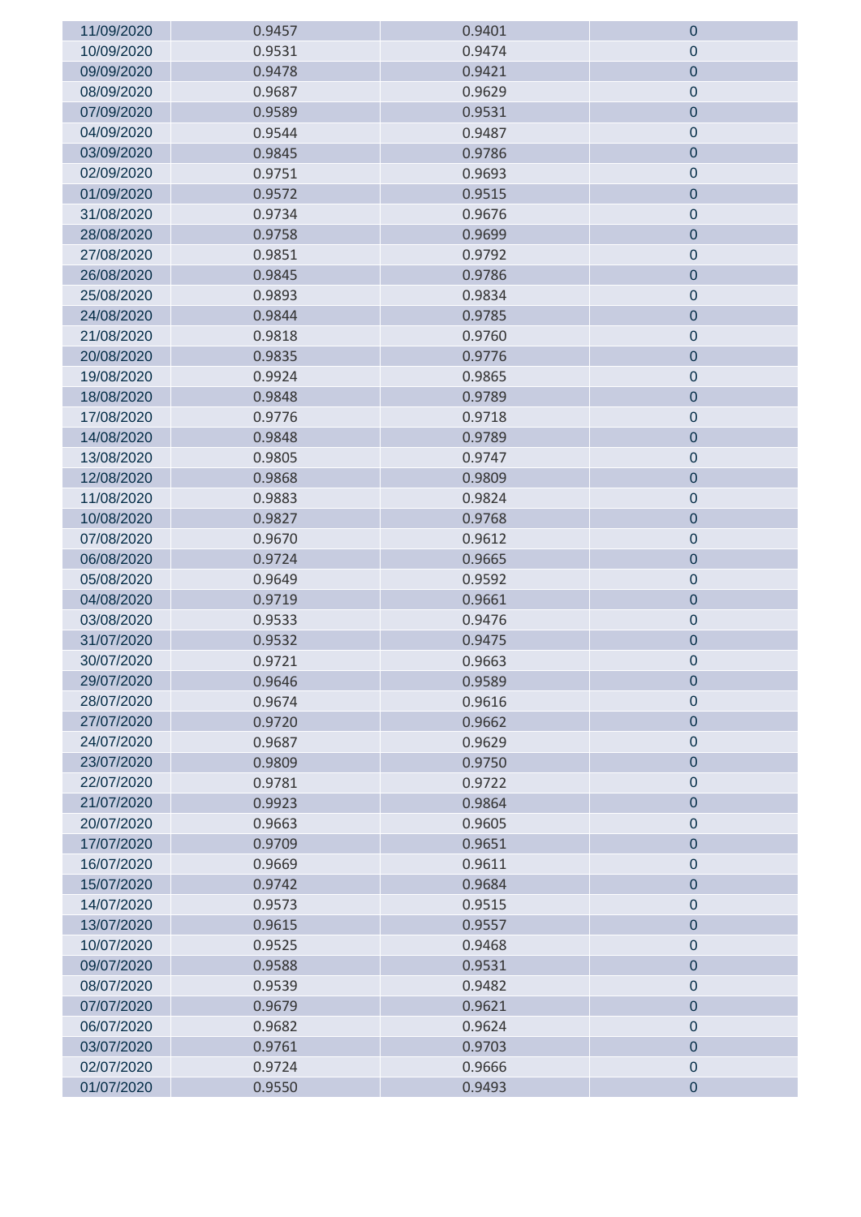| | | | |
|---|---|---|---|
| 11/09/2020 | 0.9457 | 0.9401 | 0 |
| 10/09/2020 | 0.9531 | 0.9474 | 0 |
| 09/09/2020 | 0.9478 | 0.9421 | 0 |
| 08/09/2020 | 0.9687 | 0.9629 | 0 |
| 07/09/2020 | 0.9589 | 0.9531 | 0 |
| 04/09/2020 | 0.9544 | 0.9487 | 0 |
| 03/09/2020 | 0.9845 | 0.9786 | 0 |
| 02/09/2020 | 0.9751 | 0.9693 | 0 |
| 01/09/2020 | 0.9572 | 0.9515 | 0 |
| 31/08/2020 | 0.9734 | 0.9676 | 0 |
| 28/08/2020 | 0.9758 | 0.9699 | 0 |
| 27/08/2020 | 0.9851 | 0.9792 | 0 |
| 26/08/2020 | 0.9845 | 0.9786 | 0 |
| 25/08/2020 | 0.9893 | 0.9834 | 0 |
| 24/08/2020 | 0.9844 | 0.9785 | 0 |
| 21/08/2020 | 0.9818 | 0.9760 | 0 |
| 20/08/2020 | 0.9835 | 0.9776 | 0 |
| 19/08/2020 | 0.9924 | 0.9865 | 0 |
| 18/08/2020 | 0.9848 | 0.9789 | 0 |
| 17/08/2020 | 0.9776 | 0.9718 | 0 |
| 14/08/2020 | 0.9848 | 0.9789 | 0 |
| 13/08/2020 | 0.9805 | 0.9747 | 0 |
| 12/08/2020 | 0.9868 | 0.9809 | 0 |
| 11/08/2020 | 0.9883 | 0.9824 | 0 |
| 10/08/2020 | 0.9827 | 0.9768 | 0 |
| 07/08/2020 | 0.9670 | 0.9612 | 0 |
| 06/08/2020 | 0.9724 | 0.9665 | 0 |
| 05/08/2020 | 0.9649 | 0.9592 | 0 |
| 04/08/2020 | 0.9719 | 0.9661 | 0 |
| 03/08/2020 | 0.9533 | 0.9476 | 0 |
| 31/07/2020 | 0.9532 | 0.9475 | 0 |
| 30/07/2020 | 0.9721 | 0.9663 | 0 |
| 29/07/2020 | 0.9646 | 0.9589 | 0 |
| 28/07/2020 | 0.9674 | 0.9616 | 0 |
| 27/07/2020 | 0.9720 | 0.9662 | 0 |
| 24/07/2020 | 0.9687 | 0.9629 | 0 |
| 23/07/2020 | 0.9809 | 0.9750 | 0 |
| 22/07/2020 | 0.9781 | 0.9722 | 0 |
| 21/07/2020 | 0.9923 | 0.9864 | 0 |
| 20/07/2020 | 0.9663 | 0.9605 | 0 |
| 17/07/2020 | 0.9709 | 0.9651 | 0 |
| 16/07/2020 | 0.9669 | 0.9611 | 0 |
| 15/07/2020 | 0.9742 | 0.9684 | 0 |
| 14/07/2020 | 0.9573 | 0.9515 | 0 |
| 13/07/2020 | 0.9615 | 0.9557 | 0 |
| 10/07/2020 | 0.9525 | 0.9468 | 0 |
| 09/07/2020 | 0.9588 | 0.9531 | 0 |
| 08/07/2020 | 0.9539 | 0.9482 | 0 |
| 07/07/2020 | 0.9679 | 0.9621 | 0 |
| 06/07/2020 | 0.9682 | 0.9624 | 0 |
| 03/07/2020 | 0.9761 | 0.9703 | 0 |
| 02/07/2020 | 0.9724 | 0.9666 | 0 |
| 01/07/2020 | 0.9550 | 0.9493 | 0 |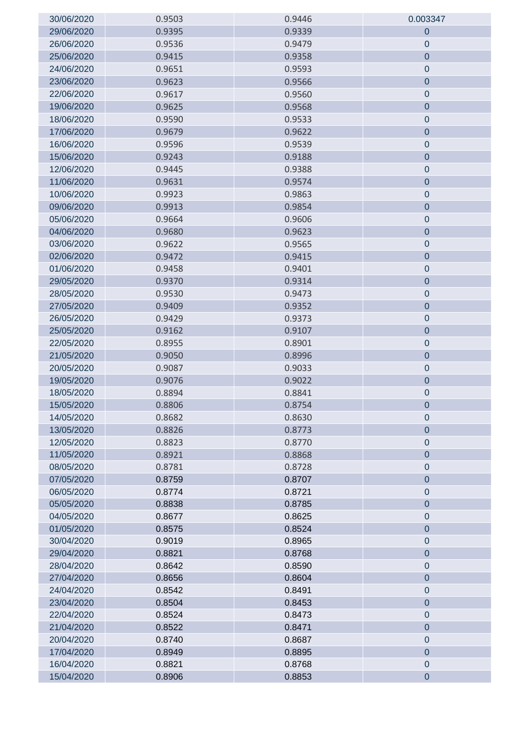| | | | |
|---|---|---|---|
| 30/06/2020 | 0.9503 | 0.9446 | 0.003347 |
| 29/06/2020 | 0.9395 | 0.9339 | 0 |
| 26/06/2020 | 0.9536 | 0.9479 | 0 |
| 25/06/2020 | 0.9415 | 0.9358 | 0 |
| 24/06/2020 | 0.9651 | 0.9593 | 0 |
| 23/06/2020 | 0.9623 | 0.9566 | 0 |
| 22/06/2020 | 0.9617 | 0.9560 | 0 |
| 19/06/2020 | 0.9625 | 0.9568 | 0 |
| 18/06/2020 | 0.9590 | 0.9533 | 0 |
| 17/06/2020 | 0.9679 | 0.9622 | 0 |
| 16/06/2020 | 0.9596 | 0.9539 | 0 |
| 15/06/2020 | 0.9243 | 0.9188 | 0 |
| 12/06/2020 | 0.9445 | 0.9388 | 0 |
| 11/06/2020 | 0.9631 | 0.9574 | 0 |
| 10/06/2020 | 0.9923 | 0.9863 | 0 |
| 09/06/2020 | 0.9913 | 0.9854 | 0 |
| 05/06/2020 | 0.9664 | 0.9606 | 0 |
| 04/06/2020 | 0.9680 | 0.9623 | 0 |
| 03/06/2020 | 0.9622 | 0.9565 | 0 |
| 02/06/2020 | 0.9472 | 0.9415 | 0 |
| 01/06/2020 | 0.9458 | 0.9401 | 0 |
| 29/05/2020 | 0.9370 | 0.9314 | 0 |
| 28/05/2020 | 0.9530 | 0.9473 | 0 |
| 27/05/2020 | 0.9409 | 0.9352 | 0 |
| 26/05/2020 | 0.9429 | 0.9373 | 0 |
| 25/05/2020 | 0.9162 | 0.9107 | 0 |
| 22/05/2020 | 0.8955 | 0.8901 | 0 |
| 21/05/2020 | 0.9050 | 0.8996 | 0 |
| 20/05/2020 | 0.9087 | 0.9033 | 0 |
| 19/05/2020 | 0.9076 | 0.9022 | 0 |
| 18/05/2020 | 0.8894 | 0.8841 | 0 |
| 15/05/2020 | 0.8806 | 0.8754 | 0 |
| 14/05/2020 | 0.8682 | 0.8630 | 0 |
| 13/05/2020 | 0.8826 | 0.8773 | 0 |
| 12/05/2020 | 0.8823 | 0.8770 | 0 |
| 11/05/2020 | 0.8921 | 0.8868 | 0 |
| 08/05/2020 | 0.8781 | 0.8728 | 0 |
| 07/05/2020 | 0.8759 | 0.8707 | 0 |
| 06/05/2020 | 0.8774 | 0.8721 | 0 |
| 05/05/2020 | 0.8838 | 0.8785 | 0 |
| 04/05/2020 | 0.8677 | 0.8625 | 0 |
| 01/05/2020 | 0.8575 | 0.8524 | 0 |
| 30/04/2020 | 0.9019 | 0.8965 | 0 |
| 29/04/2020 | 0.8821 | 0.8768 | 0 |
| 28/04/2020 | 0.8642 | 0.8590 | 0 |
| 27/04/2020 | 0.8656 | 0.8604 | 0 |
| 24/04/2020 | 0.8542 | 0.8491 | 0 |
| 23/04/2020 | 0.8504 | 0.8453 | 0 |
| 22/04/2020 | 0.8524 | 0.8473 | 0 |
| 21/04/2020 | 0.8522 | 0.8471 | 0 |
| 20/04/2020 | 0.8740 | 0.8687 | 0 |
| 17/04/2020 | 0.8949 | 0.8895 | 0 |
| 16/04/2020 | 0.8821 | 0.8768 | 0 |
| 15/04/2020 | 0.8906 | 0.8853 | 0 |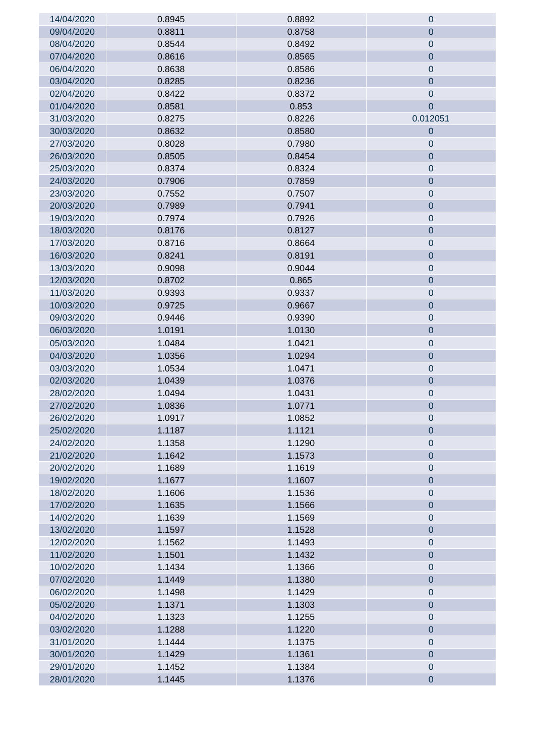| | | | |
|---|---|---|---|
| 14/04/2020 | 0.8945 | 0.8892 | 0 |
| 09/04/2020 | 0.8811 | 0.8758 | 0 |
| 08/04/2020 | 0.8544 | 0.8492 | 0 |
| 07/04/2020 | 0.8616 | 0.8565 | 0 |
| 06/04/2020 | 0.8638 | 0.8586 | 0 |
| 03/04/2020 | 0.8285 | 0.8236 | 0 |
| 02/04/2020 | 0.8422 | 0.8372 | 0 |
| 01/04/2020 | 0.8581 | 0.853 | 0 |
| 31/03/2020 | 0.8275 | 0.8226 | 0.012051 |
| 30/03/2020 | 0.8632 | 0.8580 | 0 |
| 27/03/2020 | 0.8028 | 0.7980 | 0 |
| 26/03/2020 | 0.8505 | 0.8454 | 0 |
| 25/03/2020 | 0.8374 | 0.8324 | 0 |
| 24/03/2020 | 0.7906 | 0.7859 | 0 |
| 23/03/2020 | 0.7552 | 0.7507 | 0 |
| 20/03/2020 | 0.7989 | 0.7941 | 0 |
| 19/03/2020 | 0.7974 | 0.7926 | 0 |
| 18/03/2020 | 0.8176 | 0.8127 | 0 |
| 17/03/2020 | 0.8716 | 0.8664 | 0 |
| 16/03/2020 | 0.8241 | 0.8191 | 0 |
| 13/03/2020 | 0.9098 | 0.9044 | 0 |
| 12/03/2020 | 0.8702 | 0.865 | 0 |
| 11/03/2020 | 0.9393 | 0.9337 | 0 |
| 10/03/2020 | 0.9725 | 0.9667 | 0 |
| 09/03/2020 | 0.9446 | 0.9390 | 0 |
| 06/03/2020 | 1.0191 | 1.0130 | 0 |
| 05/03/2020 | 1.0484 | 1.0421 | 0 |
| 04/03/2020 | 1.0356 | 1.0294 | 0 |
| 03/03/2020 | 1.0534 | 1.0471 | 0 |
| 02/03/2020 | 1.0439 | 1.0376 | 0 |
| 28/02/2020 | 1.0494 | 1.0431 | 0 |
| 27/02/2020 | 1.0836 | 1.0771 | 0 |
| 26/02/2020 | 1.0917 | 1.0852 | 0 |
| 25/02/2020 | 1.1187 | 1.1121 | 0 |
| 24/02/2020 | 1.1358 | 1.1290 | 0 |
| 21/02/2020 | 1.1642 | 1.1573 | 0 |
| 20/02/2020 | 1.1689 | 1.1619 | 0 |
| 19/02/2020 | 1.1677 | 1.1607 | 0 |
| 18/02/2020 | 1.1606 | 1.1536 | 0 |
| 17/02/2020 | 1.1635 | 1.1566 | 0 |
| 14/02/2020 | 1.1639 | 1.1569 | 0 |
| 13/02/2020 | 1.1597 | 1.1528 | 0 |
| 12/02/2020 | 1.1562 | 1.1493 | 0 |
| 11/02/2020 | 1.1501 | 1.1432 | 0 |
| 10/02/2020 | 1.1434 | 1.1366 | 0 |
| 07/02/2020 | 1.1449 | 1.1380 | 0 |
| 06/02/2020 | 1.1498 | 1.1429 | 0 |
| 05/02/2020 | 1.1371 | 1.1303 | 0 |
| 04/02/2020 | 1.1323 | 1.1255 | 0 |
| 03/02/2020 | 1.1288 | 1.1220 | 0 |
| 31/01/2020 | 1.1444 | 1.1375 | 0 |
| 30/01/2020 | 1.1429 | 1.1361 | 0 |
| 29/01/2020 | 1.1452 | 1.1384 | 0 |
| 28/01/2020 | 1.1445 | 1.1376 | 0 |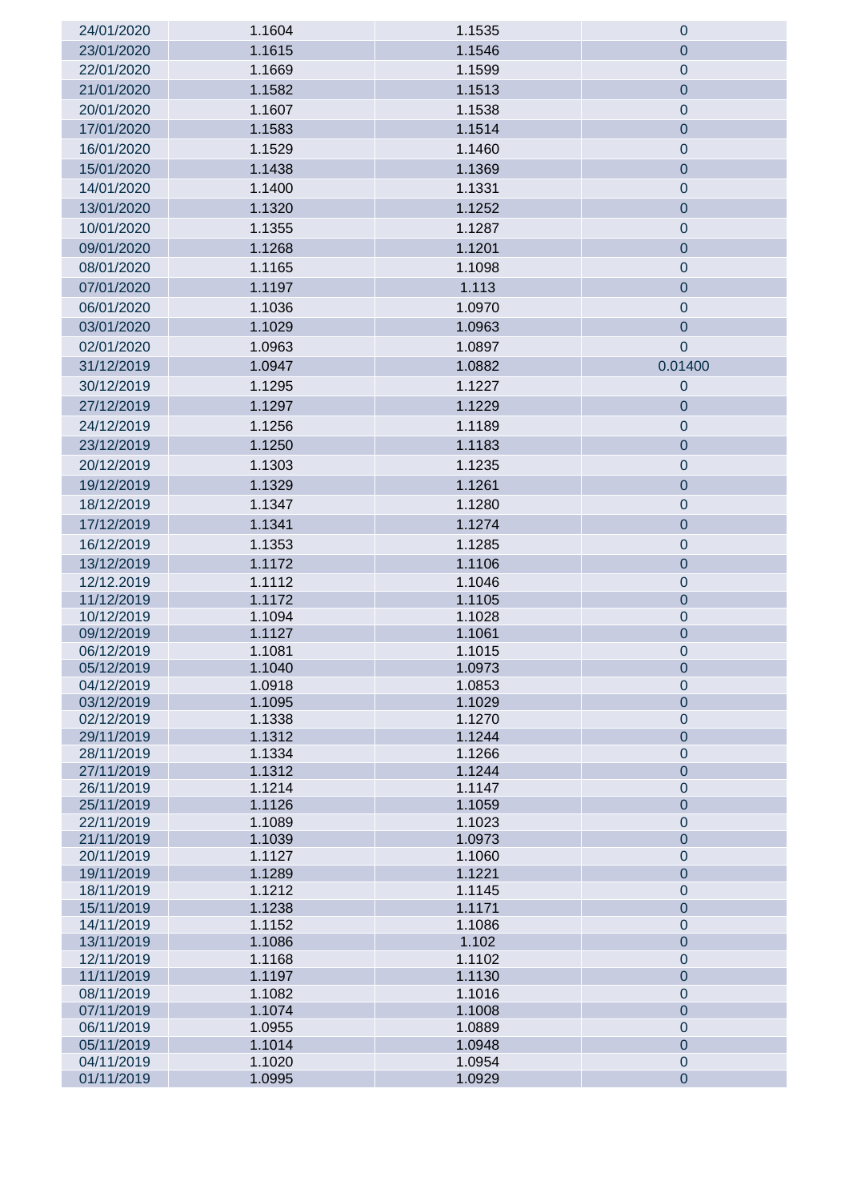| | | | |
|---|---|---|---|
| 24/01/2020 | 1.1604 | 1.1535 | 0 |
| 23/01/2020 | 1.1615 | 1.1546 | 0 |
| 22/01/2020 | 1.1669 | 1.1599 | 0 |
| 21/01/2020 | 1.1582 | 1.1513 | 0 |
| 20/01/2020 | 1.1607 | 1.1538 | 0 |
| 17/01/2020 | 1.1583 | 1.1514 | 0 |
| 16/01/2020 | 1.1529 | 1.1460 | 0 |
| 15/01/2020 | 1.1438 | 1.1369 | 0 |
| 14/01/2020 | 1.1400 | 1.1331 | 0 |
| 13/01/2020 | 1.1320 | 1.1252 | 0 |
| 10/01/2020 | 1.1355 | 1.1287 | 0 |
| 09/01/2020 | 1.1268 | 1.1201 | 0 |
| 08/01/2020 | 1.1165 | 1.1098 | 0 |
| 07/01/2020 | 1.1197 | 1.113 | 0 |
| 06/01/2020 | 1.1036 | 1.0970 | 0 |
| 03/01/2020 | 1.1029 | 1.0963 | 0 |
| 02/01/2020 | 1.0963 | 1.0897 | 0 |
| 31/12/2019 | 1.0947 | 1.0882 | 0.01400 |
| 30/12/2019 | 1.1295 | 1.1227 | 0 |
| 27/12/2019 | 1.1297 | 1.1229 | 0 |
| 24/12/2019 | 1.1256 | 1.1189 | 0 |
| 23/12/2019 | 1.1250 | 1.1183 | 0 |
| 20/12/2019 | 1.1303 | 1.1235 | 0 |
| 19/12/2019 | 1.1329 | 1.1261 | 0 |
| 18/12/2019 | 1.1347 | 1.1280 | 0 |
| 17/12/2019 | 1.1341 | 1.1274 | 0 |
| 16/12/2019 | 1.1353 | 1.1285 | 0 |
| 13/12/2019 | 1.1172 | 1.1106 | 0 |
| 12/12.2019 | 1.1112 | 1.1046 | 0 |
| 11/12/2019 | 1.1172 | 1.1105 | 0 |
| 10/12/2019 | 1.1094 | 1.1028 | 0 |
| 09/12/2019 | 1.1127 | 1.1061 | 0 |
| 06/12/2019 | 1.1081 | 1.1015 | 0 |
| 05/12/2019 | 1.1040 | 1.0973 | 0 |
| 04/12/2019 | 1.0918 | 1.0853 | 0 |
| 03/12/2019 | 1.1095 | 1.1029 | 0 |
| 02/12/2019 | 1.1338 | 1.1270 | 0 |
| 29/11/2019 | 1.1312 | 1.1244 | 0 |
| 28/11/2019 | 1.1334 | 1.1266 | 0 |
| 27/11/2019 | 1.1312 | 1.1244 | 0 |
| 26/11/2019 | 1.1214 | 1.1147 | 0 |
| 25/11/2019 | 1.1126 | 1.1059 | 0 |
| 22/11/2019 | 1.1089 | 1.1023 | 0 |
| 21/11/2019 | 1.1039 | 1.0973 | 0 |
| 20/11/2019 | 1.1127 | 1.1060 | 0 |
| 19/11/2019 | 1.1289 | 1.1221 | 0 |
| 18/11/2019 | 1.1212 | 1.1145 | 0 |
| 15/11/2019 | 1.1238 | 1.1171 | 0 |
| 14/11/2019 | 1.1152 | 1.1086 | 0 |
| 13/11/2019 | 1.1086 | 1.102 | 0 |
| 12/11/2019 | 1.1168 | 1.1102 | 0 |
| 11/11/2019 | 1.1197 | 1.1130 | 0 |
| 08/11/2019 | 1.1082 | 1.1016 | 0 |
| 07/11/2019 | 1.1074 | 1.1008 | 0 |
| 06/11/2019 | 1.0955 | 1.0889 | 0 |
| 05/11/2019 | 1.1014 | 1.0948 | 0 |
| 04/11/2019 | 1.1020 | 1.0954 | 0 |
| 01/11/2019 | 1.0995 | 1.0929 | 0 |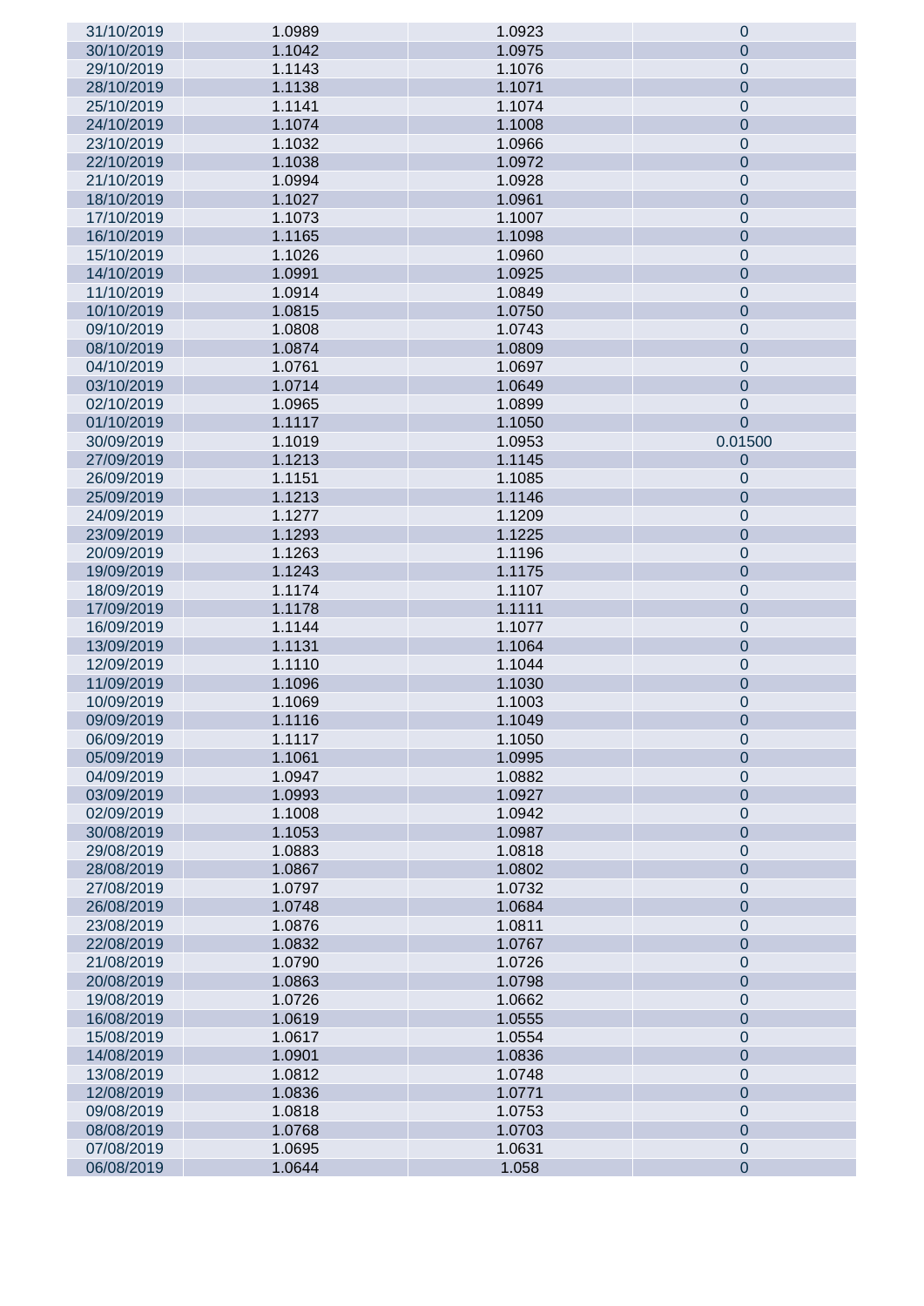| | | | |
|---|---|---|---|
| 31/10/2019 | 1.0989 | 1.0923 | 0 |
| 30/10/2019 | 1.1042 | 1.0975 | 0 |
| 29/10/2019 | 1.1143 | 1.1076 | 0 |
| 28/10/2019 | 1.1138 | 1.1071 | 0 |
| 25/10/2019 | 1.1141 | 1.1074 | 0 |
| 24/10/2019 | 1.1074 | 1.1008 | 0 |
| 23/10/2019 | 1.1032 | 1.0966 | 0 |
| 22/10/2019 | 1.1038 | 1.0972 | 0 |
| 21/10/2019 | 1.0994 | 1.0928 | 0 |
| 18/10/2019 | 1.1027 | 1.0961 | 0 |
| 17/10/2019 | 1.1073 | 1.1007 | 0 |
| 16/10/2019 | 1.1165 | 1.1098 | 0 |
| 15/10/2019 | 1.1026 | 1.0960 | 0 |
| 14/10/2019 | 1.0991 | 1.0925 | 0 |
| 11/10/2019 | 1.0914 | 1.0849 | 0 |
| 10/10/2019 | 1.0815 | 1.0750 | 0 |
| 09/10/2019 | 1.0808 | 1.0743 | 0 |
| 08/10/2019 | 1.0874 | 1.0809 | 0 |
| 04/10/2019 | 1.0761 | 1.0697 | 0 |
| 03/10/2019 | 1.0714 | 1.0649 | 0 |
| 02/10/2019 | 1.0965 | 1.0899 | 0 |
| 01/10/2019 | 1.1117 | 1.1050 | 0 |
| 30/09/2019 | 1.1019 | 1.0953 | 0.01500 |
| 27/09/2019 | 1.1213 | 1.1145 | 0 |
| 26/09/2019 | 1.1151 | 1.1085 | 0 |
| 25/09/2019 | 1.1213 | 1.1146 | 0 |
| 24/09/2019 | 1.1277 | 1.1209 | 0 |
| 23/09/2019 | 1.1293 | 1.1225 | 0 |
| 20/09/2019 | 1.1263 | 1.1196 | 0 |
| 19/09/2019 | 1.1243 | 1.1175 | 0 |
| 18/09/2019 | 1.1174 | 1.1107 | 0 |
| 17/09/2019 | 1.1178 | 1.1111 | 0 |
| 16/09/2019 | 1.1144 | 1.1077 | 0 |
| 13/09/2019 | 1.1131 | 1.1064 | 0 |
| 12/09/2019 | 1.1110 | 1.1044 | 0 |
| 11/09/2019 | 1.1096 | 1.1030 | 0 |
| 10/09/2019 | 1.1069 | 1.1003 | 0 |
| 09/09/2019 | 1.1116 | 1.1049 | 0 |
| 06/09/2019 | 1.1117 | 1.1050 | 0 |
| 05/09/2019 | 1.1061 | 1.0995 | 0 |
| 04/09/2019 | 1.0947 | 1.0882 | 0 |
| 03/09/2019 | 1.0993 | 1.0927 | 0 |
| 02/09/2019 | 1.1008 | 1.0942 | 0 |
| 30/08/2019 | 1.1053 | 1.0987 | 0 |
| 29/08/2019 | 1.0883 | 1.0818 | 0 |
| 28/08/2019 | 1.0867 | 1.0802 | 0 |
| 27/08/2019 | 1.0797 | 1.0732 | 0 |
| 26/08/2019 | 1.0748 | 1.0684 | 0 |
| 23/08/2019 | 1.0876 | 1.0811 | 0 |
| 22/08/2019 | 1.0832 | 1.0767 | 0 |
| 21/08/2019 | 1.0790 | 1.0726 | 0 |
| 20/08/2019 | 1.0863 | 1.0798 | 0 |
| 19/08/2019 | 1.0726 | 1.0662 | 0 |
| 16/08/2019 | 1.0619 | 1.0555 | 0 |
| 15/08/2019 | 1.0617 | 1.0554 | 0 |
| 14/08/2019 | 1.0901 | 1.0836 | 0 |
| 13/08/2019 | 1.0812 | 1.0748 | 0 |
| 12/08/2019 | 1.0836 | 1.0771 | 0 |
| 09/08/2019 | 1.0818 | 1.0753 | 0 |
| 08/08/2019 | 1.0768 | 1.0703 | 0 |
| 07/08/2019 | 1.0695 | 1.0631 | 0 |
| 06/08/2019 | 1.0644 | 1.058 | 0 |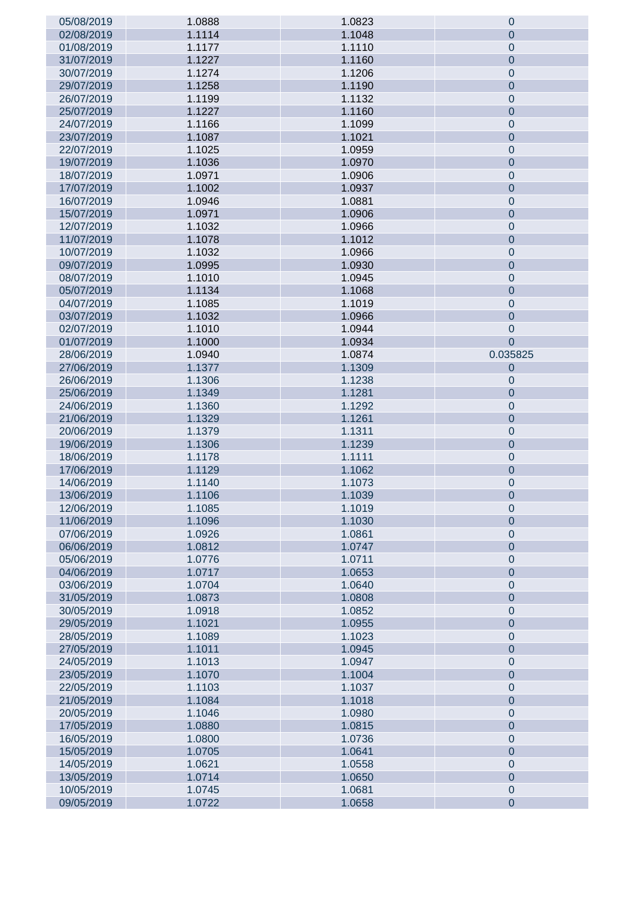| | | | |
|---|---|---|---|
| 05/08/2019 | 1.0888 | 1.0823 | 0 |
| 02/08/2019 | 1.1114 | 1.1048 | 0 |
| 01/08/2019 | 1.1177 | 1.1110 | 0 |
| 31/07/2019 | 1.1227 | 1.1160 | 0 |
| 30/07/2019 | 1.1274 | 1.1206 | 0 |
| 29/07/2019 | 1.1258 | 1.1190 | 0 |
| 26/07/2019 | 1.1199 | 1.1132 | 0 |
| 25/07/2019 | 1.1227 | 1.1160 | 0 |
| 24/07/2019 | 1.1166 | 1.1099 | 0 |
| 23/07/2019 | 1.1087 | 1.1021 | 0 |
| 22/07/2019 | 1.1025 | 1.0959 | 0 |
| 19/07/2019 | 1.1036 | 1.0970 | 0 |
| 18/07/2019 | 1.0971 | 1.0906 | 0 |
| 17/07/2019 | 1.1002 | 1.0937 | 0 |
| 16/07/2019 | 1.0946 | 1.0881 | 0 |
| 15/07/2019 | 1.0971 | 1.0906 | 0 |
| 12/07/2019 | 1.1032 | 1.0966 | 0 |
| 11/07/2019 | 1.1078 | 1.1012 | 0 |
| 10/07/2019 | 1.1032 | 1.0966 | 0 |
| 09/07/2019 | 1.0995 | 1.0930 | 0 |
| 08/07/2019 | 1.1010 | 1.0945 | 0 |
| 05/07/2019 | 1.1134 | 1.1068 | 0 |
| 04/07/2019 | 1.1085 | 1.1019 | 0 |
| 03/07/2019 | 1.1032 | 1.0966 | 0 |
| 02/07/2019 | 1.1010 | 1.0944 | 0 |
| 01/07/2019 | 1.1000 | 1.0934 | 0 |
| 28/06/2019 | 1.0940 | 1.0874 | 0.035825 |
| 27/06/2019 | 1.1377 | 1.1309 | 0 |
| 26/06/2019 | 1.1306 | 1.1238 | 0 |
| 25/06/2019 | 1.1349 | 1.1281 | 0 |
| 24/06/2019 | 1.1360 | 1.1292 | 0 |
| 21/06/2019 | 1.1329 | 1.1261 | 0 |
| 20/06/2019 | 1.1379 | 1.1311 | 0 |
| 19/06/2019 | 1.1306 | 1.1239 | 0 |
| 18/06/2019 | 1.1178 | 1.1111 | 0 |
| 17/06/2019 | 1.1129 | 1.1062 | 0 |
| 14/06/2019 | 1.1140 | 1.1073 | 0 |
| 13/06/2019 | 1.1106 | 1.1039 | 0 |
| 12/06/2019 | 1.1085 | 1.1019 | 0 |
| 11/06/2019 | 1.1096 | 1.1030 | 0 |
| 07/06/2019 | 1.0926 | 1.0861 | 0 |
| 06/06/2019 | 1.0812 | 1.0747 | 0 |
| 05/06/2019 | 1.0776 | 1.0711 | 0 |
| 04/06/2019 | 1.0717 | 1.0653 | 0 |
| 03/06/2019 | 1.0704 | 1.0640 | 0 |
| 31/05/2019 | 1.0873 | 1.0808 | 0 |
| 30/05/2019 | 1.0918 | 1.0852 | 0 |
| 29/05/2019 | 1.1021 | 1.0955 | 0 |
| 28/05/2019 | 1.1089 | 1.1023 | 0 |
| 27/05/2019 | 1.1011 | 1.0945 | 0 |
| 24/05/2019 | 1.1013 | 1.0947 | 0 |
| 23/05/2019 | 1.1070 | 1.1004 | 0 |
| 22/05/2019 | 1.1103 | 1.1037 | 0 |
| 21/05/2019 | 1.1084 | 1.1018 | 0 |
| 20/05/2019 | 1.1046 | 1.0980 | 0 |
| 17/05/2019 | 1.0880 | 1.0815 | 0 |
| 16/05/2019 | 1.0800 | 1.0736 | 0 |
| 15/05/2019 | 1.0705 | 1.0641 | 0 |
| 14/05/2019 | 1.0621 | 1.0558 | 0 |
| 13/05/2019 | 1.0714 | 1.0650 | 0 |
| 10/05/2019 | 1.0745 | 1.0681 | 0 |
| 09/05/2019 | 1.0722 | 1.0658 | 0 |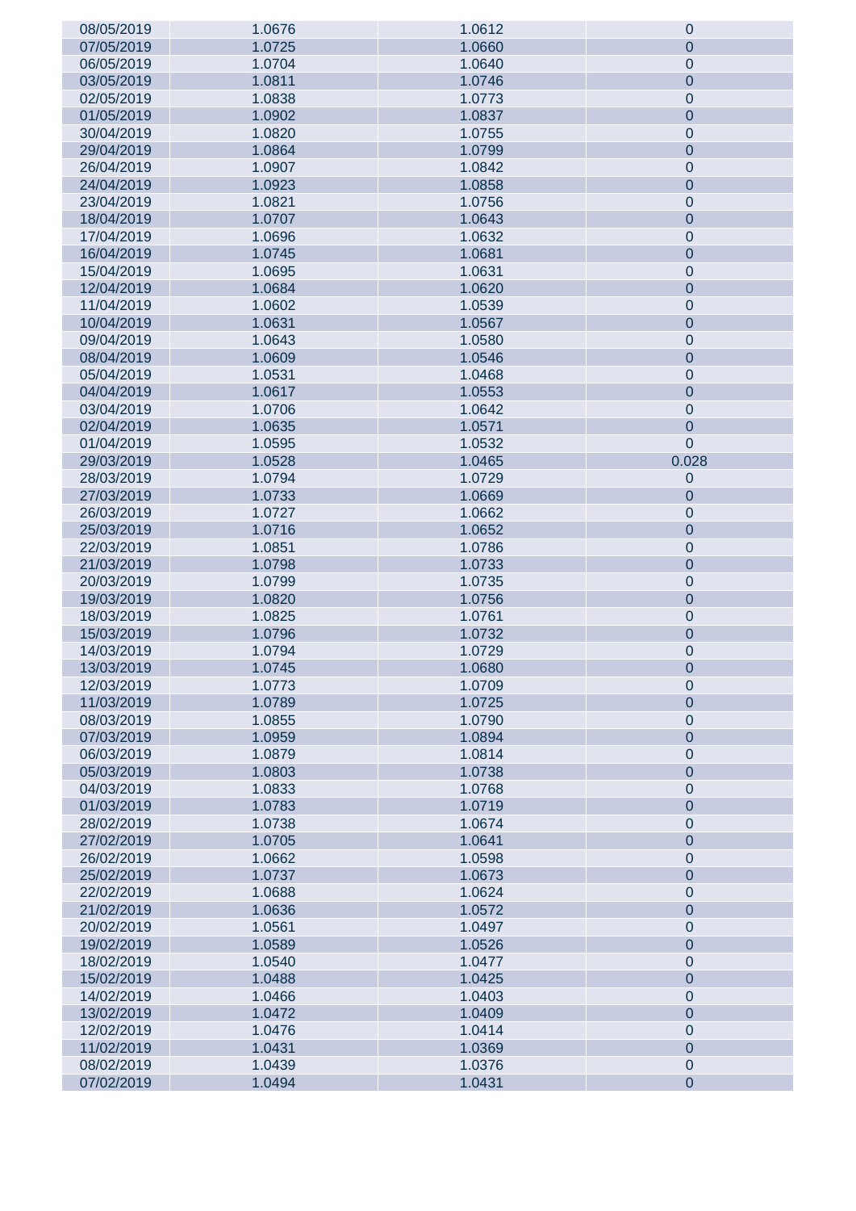| | | | |
|---|---|---|---|
| 08/05/2019 | 1.0676 | 1.0612 | 0 |
| 07/05/2019 | 1.0725 | 1.0660 | 0 |
| 06/05/2019 | 1.0704 | 1.0640 | 0 |
| 03/05/2019 | 1.0811 | 1.0746 | 0 |
| 02/05/2019 | 1.0838 | 1.0773 | 0 |
| 01/05/2019 | 1.0902 | 1.0837 | 0 |
| 30/04/2019 | 1.0820 | 1.0755 | 0 |
| 29/04/2019 | 1.0864 | 1.0799 | 0 |
| 26/04/2019 | 1.0907 | 1.0842 | 0 |
| 24/04/2019 | 1.0923 | 1.0858 | 0 |
| 23/04/2019 | 1.0821 | 1.0756 | 0 |
| 18/04/2019 | 1.0707 | 1.0643 | 0 |
| 17/04/2019 | 1.0696 | 1.0632 | 0 |
| 16/04/2019 | 1.0745 | 1.0681 | 0 |
| 15/04/2019 | 1.0695 | 1.0631 | 0 |
| 12/04/2019 | 1.0684 | 1.0620 | 0 |
| 11/04/2019 | 1.0602 | 1.0539 | 0 |
| 10/04/2019 | 1.0631 | 1.0567 | 0 |
| 09/04/2019 | 1.0643 | 1.0580 | 0 |
| 08/04/2019 | 1.0609 | 1.0546 | 0 |
| 05/04/2019 | 1.0531 | 1.0468 | 0 |
| 04/04/2019 | 1.0617 | 1.0553 | 0 |
| 03/04/2019 | 1.0706 | 1.0642 | 0 |
| 02/04/2019 | 1.0635 | 1.0571 | 0 |
| 01/04/2019 | 1.0595 | 1.0532 | 0 |
| 29/03/2019 | 1.0528 | 1.0465 | 0.028 |
| 28/03/2019 | 1.0794 | 1.0729 | 0 |
| 27/03/2019 | 1.0733 | 1.0669 | 0 |
| 26/03/2019 | 1.0727 | 1.0662 | 0 |
| 25/03/2019 | 1.0716 | 1.0652 | 0 |
| 22/03/2019 | 1.0851 | 1.0786 | 0 |
| 21/03/2019 | 1.0798 | 1.0733 | 0 |
| 20/03/2019 | 1.0799 | 1.0735 | 0 |
| 19/03/2019 | 1.0820 | 1.0756 | 0 |
| 18/03/2019 | 1.0825 | 1.0761 | 0 |
| 15/03/2019 | 1.0796 | 1.0732 | 0 |
| 14/03/2019 | 1.0794 | 1.0729 | 0 |
| 13/03/2019 | 1.0745 | 1.0680 | 0 |
| 12/03/2019 | 1.0773 | 1.0709 | 0 |
| 11/03/2019 | 1.0789 | 1.0725 | 0 |
| 08/03/2019 | 1.0855 | 1.0790 | 0 |
| 07/03/2019 | 1.0959 | 1.0894 | 0 |
| 06/03/2019 | 1.0879 | 1.0814 | 0 |
| 05/03/2019 | 1.0803 | 1.0738 | 0 |
| 04/03/2019 | 1.0833 | 1.0768 | 0 |
| 01/03/2019 | 1.0783 | 1.0719 | 0 |
| 28/02/2019 | 1.0738 | 1.0674 | 0 |
| 27/02/2019 | 1.0705 | 1.0641 | 0 |
| 26/02/2019 | 1.0662 | 1.0598 | 0 |
| 25/02/2019 | 1.0737 | 1.0673 | 0 |
| 22/02/2019 | 1.0688 | 1.0624 | 0 |
| 21/02/2019 | 1.0636 | 1.0572 | 0 |
| 20/02/2019 | 1.0561 | 1.0497 | 0 |
| 19/02/2019 | 1.0589 | 1.0526 | 0 |
| 18/02/2019 | 1.0540 | 1.0477 | 0 |
| 15/02/2019 | 1.0488 | 1.0425 | 0 |
| 14/02/2019 | 1.0466 | 1.0403 | 0 |
| 13/02/2019 | 1.0472 | 1.0409 | 0 |
| 12/02/2019 | 1.0476 | 1.0414 | 0 |
| 11/02/2019 | 1.0431 | 1.0369 | 0 |
| 08/02/2019 | 1.0439 | 1.0376 | 0 |
| 07/02/2019 | 1.0494 | 1.0431 | 0 |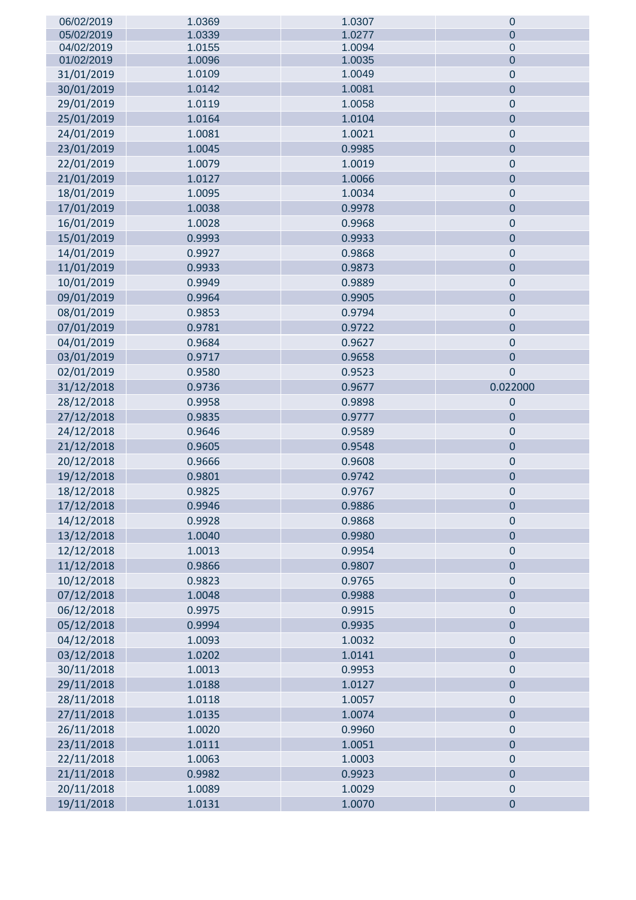| | | | |
|---|---|---|---|
| 06/02/2019 | 1.0369 | 1.0307 | 0 |
| 05/02/2019 | 1.0339 | 1.0277 | 0 |
| 04/02/2019 | 1.0155 | 1.0094 | 0 |
| 01/02/2019 | 1.0096 | 1.0035 | 0 |
| 31/01/2019 | 1.0109 | 1.0049 | 0 |
| 30/01/2019 | 1.0142 | 1.0081 | 0 |
| 29/01/2019 | 1.0119 | 1.0058 | 0 |
| 25/01/2019 | 1.0164 | 1.0104 | 0 |
| 24/01/2019 | 1.0081 | 1.0021 | 0 |
| 23/01/2019 | 1.0045 | 0.9985 | 0 |
| 22/01/2019 | 1.0079 | 1.0019 | 0 |
| 21/01/2019 | 1.0127 | 1.0066 | 0 |
| 18/01/2019 | 1.0095 | 1.0034 | 0 |
| 17/01/2019 | 1.0038 | 0.9978 | 0 |
| 16/01/2019 | 1.0028 | 0.9968 | 0 |
| 15/01/2019 | 0.9993 | 0.9933 | 0 |
| 14/01/2019 | 0.9927 | 0.9868 | 0 |
| 11/01/2019 | 0.9933 | 0.9873 | 0 |
| 10/01/2019 | 0.9949 | 0.9889 | 0 |
| 09/01/2019 | 0.9964 | 0.9905 | 0 |
| 08/01/2019 | 0.9853 | 0.9794 | 0 |
| 07/01/2019 | 0.9781 | 0.9722 | 0 |
| 04/01/2019 | 0.9684 | 0.9627 | 0 |
| 03/01/2019 | 0.9717 | 0.9658 | 0 |
| 02/01/2019 | 0.9580 | 0.9523 | 0 |
| 31/12/2018 | 0.9736 | 0.9677 | 0.022000 |
| 28/12/2018 | 0.9958 | 0.9898 | 0 |
| 27/12/2018 | 0.9835 | 0.9777 | 0 |
| 24/12/2018 | 0.9646 | 0.9589 | 0 |
| 21/12/2018 | 0.9605 | 0.9548 | 0 |
| 20/12/2018 | 0.9666 | 0.9608 | 0 |
| 19/12/2018 | 0.9801 | 0.9742 | 0 |
| 18/12/2018 | 0.9825 | 0.9767 | 0 |
| 17/12/2018 | 0.9946 | 0.9886 | 0 |
| 14/12/2018 | 0.9928 | 0.9868 | 0 |
| 13/12/2018 | 1.0040 | 0.9980 | 0 |
| 12/12/2018 | 1.0013 | 0.9954 | 0 |
| 11/12/2018 | 0.9866 | 0.9807 | 0 |
| 10/12/2018 | 0.9823 | 0.9765 | 0 |
| 07/12/2018 | 1.0048 | 0.9988 | 0 |
| 06/12/2018 | 0.9975 | 0.9915 | 0 |
| 05/12/2018 | 0.9994 | 0.9935 | 0 |
| 04/12/2018 | 1.0093 | 1.0032 | 0 |
| 03/12/2018 | 1.0202 | 1.0141 | 0 |
| 30/11/2018 | 1.0013 | 0.9953 | 0 |
| 29/11/2018 | 1.0188 | 1.0127 | 0 |
| 28/11/2018 | 1.0118 | 1.0057 | 0 |
| 27/11/2018 | 1.0135 | 1.0074 | 0 |
| 26/11/2018 | 1.0020 | 0.9960 | 0 |
| 23/11/2018 | 1.0111 | 1.0051 | 0 |
| 22/11/2018 | 1.0063 | 1.0003 | 0 |
| 21/11/2018 | 0.9982 | 0.9923 | 0 |
| 20/11/2018 | 1.0089 | 1.0029 | 0 |
| 19/11/2018 | 1.0131 | 1.0070 | 0 |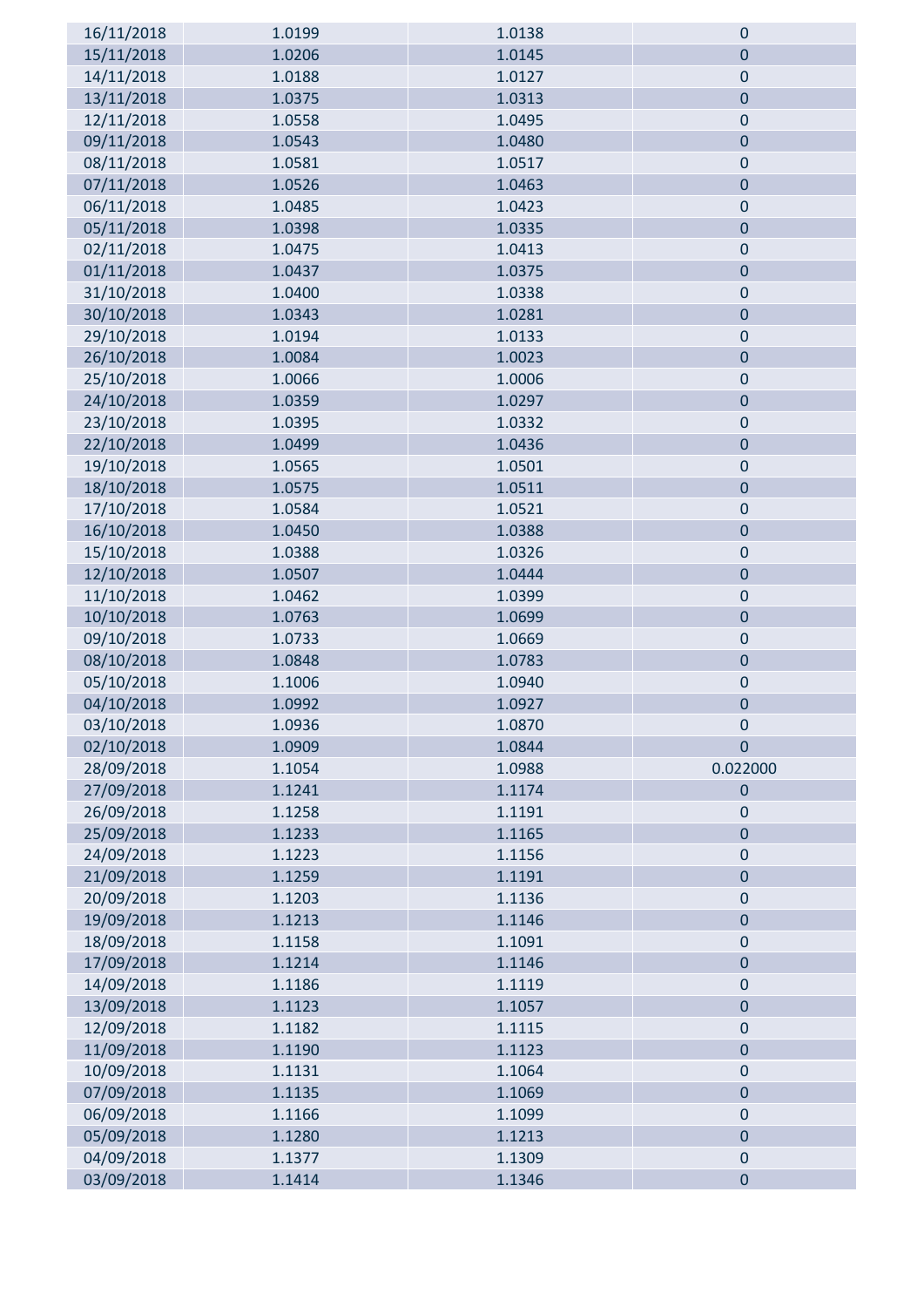| | | | |
|---|---|---|---|
| 16/11/2018 | 1.0199 | 1.0138 | 0 |
| 15/11/2018 | 1.0206 | 1.0145 | 0 |
| 14/11/2018 | 1.0188 | 1.0127 | 0 |
| 13/11/2018 | 1.0375 | 1.0313 | 0 |
| 12/11/2018 | 1.0558 | 1.0495 | 0 |
| 09/11/2018 | 1.0543 | 1.0480 | 0 |
| 08/11/2018 | 1.0581 | 1.0517 | 0 |
| 07/11/2018 | 1.0526 | 1.0463 | 0 |
| 06/11/2018 | 1.0485 | 1.0423 | 0 |
| 05/11/2018 | 1.0398 | 1.0335 | 0 |
| 02/11/2018 | 1.0475 | 1.0413 | 0 |
| 01/11/2018 | 1.0437 | 1.0375 | 0 |
| 31/10/2018 | 1.0400 | 1.0338 | 0 |
| 30/10/2018 | 1.0343 | 1.0281 | 0 |
| 29/10/2018 | 1.0194 | 1.0133 | 0 |
| 26/10/2018 | 1.0084 | 1.0023 | 0 |
| 25/10/2018 | 1.0066 | 1.0006 | 0 |
| 24/10/2018 | 1.0359 | 1.0297 | 0 |
| 23/10/2018 | 1.0395 | 1.0332 | 0 |
| 22/10/2018 | 1.0499 | 1.0436 | 0 |
| 19/10/2018 | 1.0565 | 1.0501 | 0 |
| 18/10/2018 | 1.0575 | 1.0511 | 0 |
| 17/10/2018 | 1.0584 | 1.0521 | 0 |
| 16/10/2018 | 1.0450 | 1.0388 | 0 |
| 15/10/2018 | 1.0388 | 1.0326 | 0 |
| 12/10/2018 | 1.0507 | 1.0444 | 0 |
| 11/10/2018 | 1.0462 | 1.0399 | 0 |
| 10/10/2018 | 1.0763 | 1.0699 | 0 |
| 09/10/2018 | 1.0733 | 1.0669 | 0 |
| 08/10/2018 | 1.0848 | 1.0783 | 0 |
| 05/10/2018 | 1.1006 | 1.0940 | 0 |
| 04/10/2018 | 1.0992 | 1.0927 | 0 |
| 03/10/2018 | 1.0936 | 1.0870 | 0 |
| 02/10/2018 | 1.0909 | 1.0844 | 0 |
| 28/09/2018 | 1.1054 | 1.0988 | 0.022000 |
| 27/09/2018 | 1.1241 | 1.1174 | 0 |
| 26/09/2018 | 1.1258 | 1.1191 | 0 |
| 25/09/2018 | 1.1233 | 1.1165 | 0 |
| 24/09/2018 | 1.1223 | 1.1156 | 0 |
| 21/09/2018 | 1.1259 | 1.1191 | 0 |
| 20/09/2018 | 1.1203 | 1.1136 | 0 |
| 19/09/2018 | 1.1213 | 1.1146 | 0 |
| 18/09/2018 | 1.1158 | 1.1091 | 0 |
| 17/09/2018 | 1.1214 | 1.1146 | 0 |
| 14/09/2018 | 1.1186 | 1.1119 | 0 |
| 13/09/2018 | 1.1123 | 1.1057 | 0 |
| 12/09/2018 | 1.1182 | 1.1115 | 0 |
| 11/09/2018 | 1.1190 | 1.1123 | 0 |
| 10/09/2018 | 1.1131 | 1.1064 | 0 |
| 07/09/2018 | 1.1135 | 1.1069 | 0 |
| 06/09/2018 | 1.1166 | 1.1099 | 0 |
| 05/09/2018 | 1.1280 | 1.1213 | 0 |
| 04/09/2018 | 1.1377 | 1.1309 | 0 |
| 03/09/2018 | 1.1414 | 1.1346 | 0 |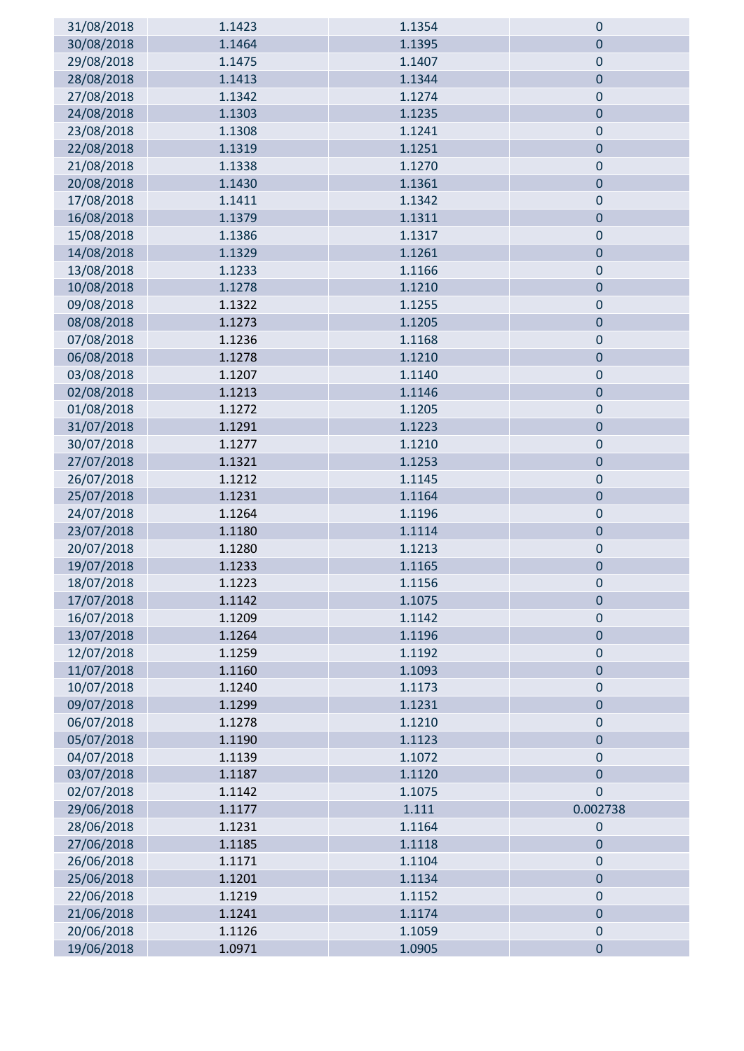| | | | |
|---|---|---|---|
| 31/08/2018 | 1.1423 | 1.1354 | 0 |
| 30/08/2018 | 1.1464 | 1.1395 | 0 |
| 29/08/2018 | 1.1475 | 1.1407 | 0 |
| 28/08/2018 | 1.1413 | 1.1344 | 0 |
| 27/08/2018 | 1.1342 | 1.1274 | 0 |
| 24/08/2018 | 1.1303 | 1.1235 | 0 |
| 23/08/2018 | 1.1308 | 1.1241 | 0 |
| 22/08/2018 | 1.1319 | 1.1251 | 0 |
| 21/08/2018 | 1.1338 | 1.1270 | 0 |
| 20/08/2018 | 1.1430 | 1.1361 | 0 |
| 17/08/2018 | 1.1411 | 1.1342 | 0 |
| 16/08/2018 | 1.1379 | 1.1311 | 0 |
| 15/08/2018 | 1.1386 | 1.1317 | 0 |
| 14/08/2018 | 1.1329 | 1.1261 | 0 |
| 13/08/2018 | 1.1233 | 1.1166 | 0 |
| 10/08/2018 | 1.1278 | 1.1210 | 0 |
| 09/08/2018 | 1.1322 | 1.1255 | 0 |
| 08/08/2018 | 1.1273 | 1.1205 | 0 |
| 07/08/2018 | 1.1236 | 1.1168 | 0 |
| 06/08/2018 | 1.1278 | 1.1210 | 0 |
| 03/08/2018 | 1.1207 | 1.1140 | 0 |
| 02/08/2018 | 1.1213 | 1.1146 | 0 |
| 01/08/2018 | 1.1272 | 1.1205 | 0 |
| 31/07/2018 | 1.1291 | 1.1223 | 0 |
| 30/07/2018 | 1.1277 | 1.1210 | 0 |
| 27/07/2018 | 1.1321 | 1.1253 | 0 |
| 26/07/2018 | 1.1212 | 1.1145 | 0 |
| 25/07/2018 | 1.1231 | 1.1164 | 0 |
| 24/07/2018 | 1.1264 | 1.1196 | 0 |
| 23/07/2018 | 1.1180 | 1.1114 | 0 |
| 20/07/2018 | 1.1280 | 1.1213 | 0 |
| 19/07/2018 | 1.1233 | 1.1165 | 0 |
| 18/07/2018 | 1.1223 | 1.1156 | 0 |
| 17/07/2018 | 1.1142 | 1.1075 | 0 |
| 16/07/2018 | 1.1209 | 1.1142 | 0 |
| 13/07/2018 | 1.1264 | 1.1196 | 0 |
| 12/07/2018 | 1.1259 | 1.1192 | 0 |
| 11/07/2018 | 1.1160 | 1.1093 | 0 |
| 10/07/2018 | 1.1240 | 1.1173 | 0 |
| 09/07/2018 | 1.1299 | 1.1231 | 0 |
| 06/07/2018 | 1.1278 | 1.1210 | 0 |
| 05/07/2018 | 1.1190 | 1.1123 | 0 |
| 04/07/2018 | 1.1139 | 1.1072 | 0 |
| 03/07/2018 | 1.1187 | 1.1120 | 0 |
| 02/07/2018 | 1.1142 | 1.1075 | 0 |
| 29/06/2018 | 1.1177 | 1.111 | 0.002738 |
| 28/06/2018 | 1.1231 | 1.1164 | 0 |
| 27/06/2018 | 1.1185 | 1.1118 | 0 |
| 26/06/2018 | 1.1171 | 1.1104 | 0 |
| 25/06/2018 | 1.1201 | 1.1134 | 0 |
| 22/06/2018 | 1.1219 | 1.1152 | 0 |
| 21/06/2018 | 1.1241 | 1.1174 | 0 |
| 20/06/2018 | 1.1126 | 1.1059 | 0 |
| 19/06/2018 | 1.0971 | 1.0905 | 0 |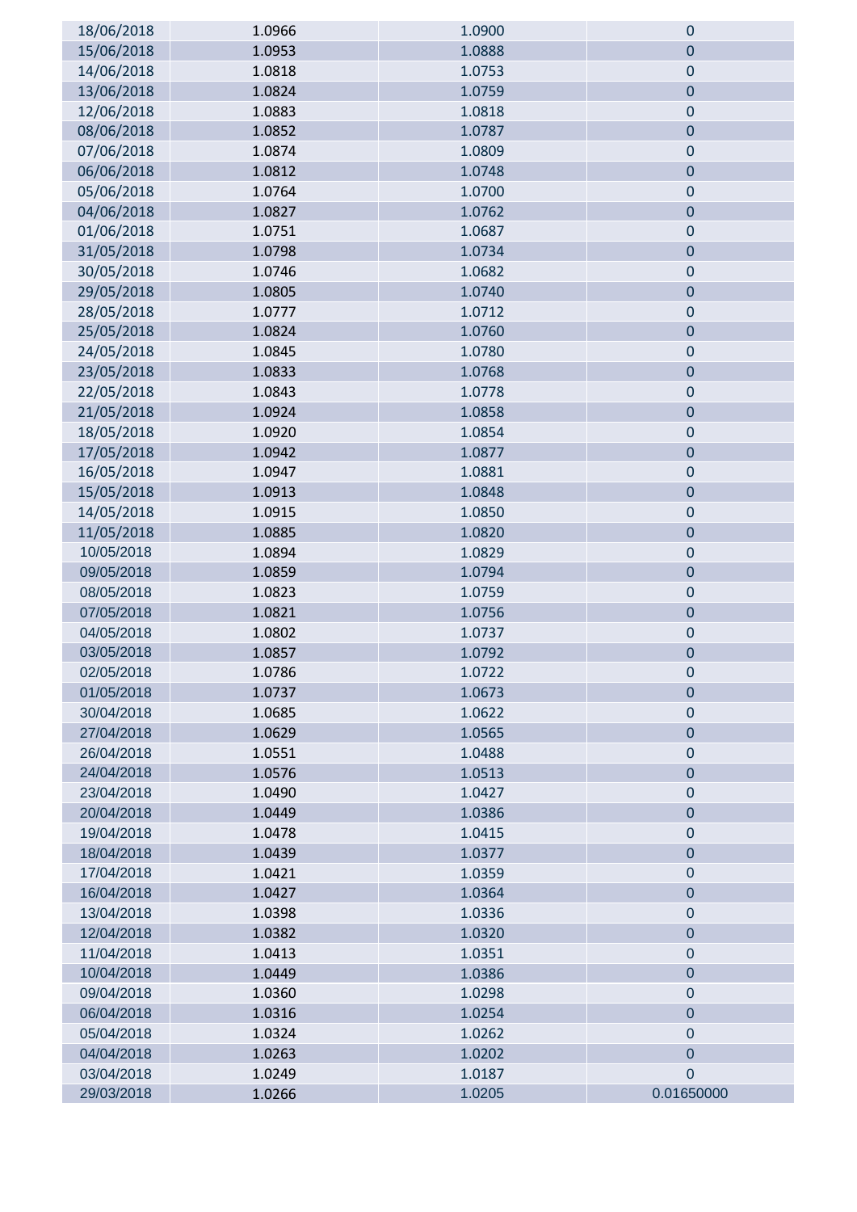| | | | |
|---|---|---|---|
| 18/06/2018 | 1.0966 | 1.0900 | 0 |
| 15/06/2018 | 1.0953 | 1.0888 | 0 |
| 14/06/2018 | 1.0818 | 1.0753 | 0 |
| 13/06/2018 | 1.0824 | 1.0759 | 0 |
| 12/06/2018 | 1.0883 | 1.0818 | 0 |
| 08/06/2018 | 1.0852 | 1.0787 | 0 |
| 07/06/2018 | 1.0874 | 1.0809 | 0 |
| 06/06/2018 | 1.0812 | 1.0748 | 0 |
| 05/06/2018 | 1.0764 | 1.0700 | 0 |
| 04/06/2018 | 1.0827 | 1.0762 | 0 |
| 01/06/2018 | 1.0751 | 1.0687 | 0 |
| 31/05/2018 | 1.0798 | 1.0734 | 0 |
| 30/05/2018 | 1.0746 | 1.0682 | 0 |
| 29/05/2018 | 1.0805 | 1.0740 | 0 |
| 28/05/2018 | 1.0777 | 1.0712 | 0 |
| 25/05/2018 | 1.0824 | 1.0760 | 0 |
| 24/05/2018 | 1.0845 | 1.0780 | 0 |
| 23/05/2018 | 1.0833 | 1.0768 | 0 |
| 22/05/2018 | 1.0843 | 1.0778 | 0 |
| 21/05/2018 | 1.0924 | 1.0858 | 0 |
| 18/05/2018 | 1.0920 | 1.0854 | 0 |
| 17/05/2018 | 1.0942 | 1.0877 | 0 |
| 16/05/2018 | 1.0947 | 1.0881 | 0 |
| 15/05/2018 | 1.0913 | 1.0848 | 0 |
| 14/05/2018 | 1.0915 | 1.0850 | 0 |
| 11/05/2018 | 1.0885 | 1.0820 | 0 |
| 10/05/2018 | 1.0894 | 1.0829 | 0 |
| 09/05/2018 | 1.0859 | 1.0794 | 0 |
| 08/05/2018 | 1.0823 | 1.0759 | 0 |
| 07/05/2018 | 1.0821 | 1.0756 | 0 |
| 04/05/2018 | 1.0802 | 1.0737 | 0 |
| 03/05/2018 | 1.0857 | 1.0792 | 0 |
| 02/05/2018 | 1.0786 | 1.0722 | 0 |
| 01/05/2018 | 1.0737 | 1.0673 | 0 |
| 30/04/2018 | 1.0685 | 1.0622 | 0 |
| 27/04/2018 | 1.0629 | 1.0565 | 0 |
| 26/04/2018 | 1.0551 | 1.0488 | 0 |
| 24/04/2018 | 1.0576 | 1.0513 | 0 |
| 23/04/2018 | 1.0490 | 1.0427 | 0 |
| 20/04/2018 | 1.0449 | 1.0386 | 0 |
| 19/04/2018 | 1.0478 | 1.0415 | 0 |
| 18/04/2018 | 1.0439 | 1.0377 | 0 |
| 17/04/2018 | 1.0421 | 1.0359 | 0 |
| 16/04/2018 | 1.0427 | 1.0364 | 0 |
| 13/04/2018 | 1.0398 | 1.0336 | 0 |
| 12/04/2018 | 1.0382 | 1.0320 | 0 |
| 11/04/2018 | 1.0413 | 1.0351 | 0 |
| 10/04/2018 | 1.0449 | 1.0386 | 0 |
| 09/04/2018 | 1.0360 | 1.0298 | 0 |
| 06/04/2018 | 1.0316 | 1.0254 | 0 |
| 05/04/2018 | 1.0324 | 1.0262 | 0 |
| 04/04/2018 | 1.0263 | 1.0202 | 0 |
| 03/04/2018 | 1.0249 | 1.0187 | 0 |
| 29/03/2018 | 1.0266 | 1.0205 | 0.01650000 |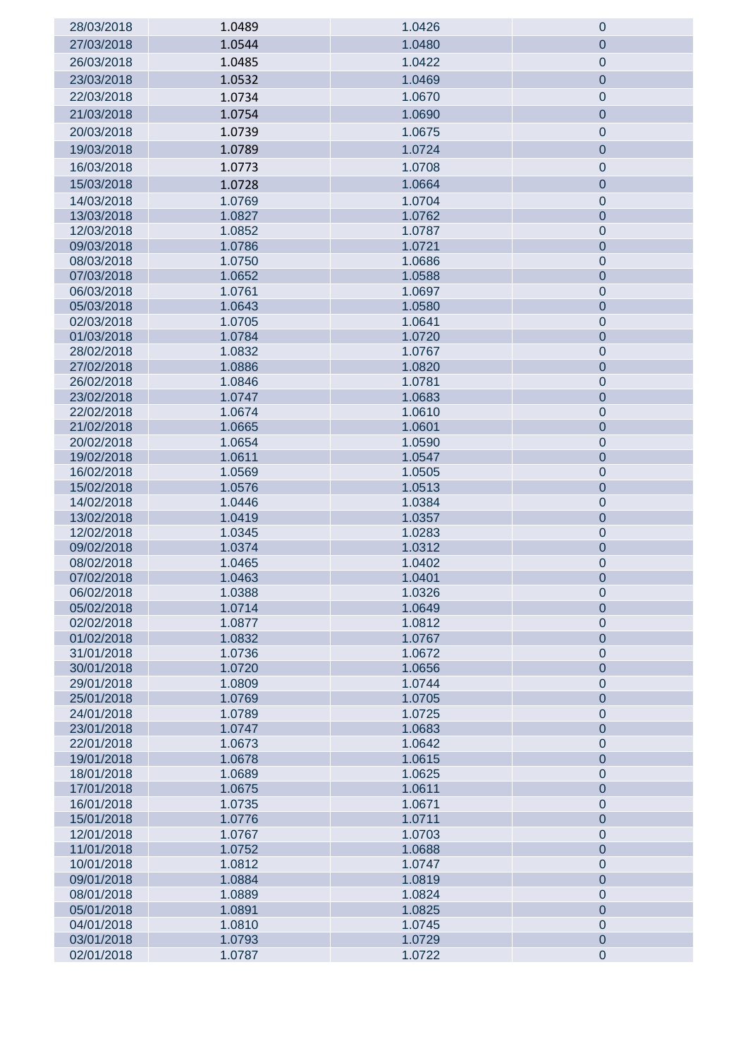| | | | |
|---|---|---|---|
| 28/03/2018 | 1.0489 | 1.0426 | 0 |
| 27/03/2018 | 1.0544 | 1.0480 | 0 |
| 26/03/2018 | 1.0485 | 1.0422 | 0 |
| 23/03/2018 | 1.0532 | 1.0469 | 0 |
| 22/03/2018 | 1.0734 | 1.0670 | 0 |
| 21/03/2018 | 1.0754 | 1.0690 | 0 |
| 20/03/2018 | 1.0739 | 1.0675 | 0 |
| 19/03/2018 | 1.0789 | 1.0724 | 0 |
| 16/03/2018 | 1.0773 | 1.0708 | 0 |
| 15/03/2018 | 1.0728 | 1.0664 | 0 |
| 14/03/2018 | 1.0769 | 1.0704 | 0 |
| 13/03/2018 | 1.0827 | 1.0762 | 0 |
| 12/03/2018 | 1.0852 | 1.0787 | 0 |
| 09/03/2018 | 1.0786 | 1.0721 | 0 |
| 08/03/2018 | 1.0750 | 1.0686 | 0 |
| 07/03/2018 | 1.0652 | 1.0588 | 0 |
| 06/03/2018 | 1.0761 | 1.0697 | 0 |
| 05/03/2018 | 1.0643 | 1.0580 | 0 |
| 02/03/2018 | 1.0705 | 1.0641 | 0 |
| 01/03/2018 | 1.0784 | 1.0720 | 0 |
| 28/02/2018 | 1.0832 | 1.0767 | 0 |
| 27/02/2018 | 1.0886 | 1.0820 | 0 |
| 26/02/2018 | 1.0846 | 1.0781 | 0 |
| 23/02/2018 | 1.0747 | 1.0683 | 0 |
| 22/02/2018 | 1.0674 | 1.0610 | 0 |
| 21/02/2018 | 1.0665 | 1.0601 | 0 |
| 20/02/2018 | 1.0654 | 1.0590 | 0 |
| 19/02/2018 | 1.0611 | 1.0547 | 0 |
| 16/02/2018 | 1.0569 | 1.0505 | 0 |
| 15/02/2018 | 1.0576 | 1.0513 | 0 |
| 14/02/2018 | 1.0446 | 1.0384 | 0 |
| 13/02/2018 | 1.0419 | 1.0357 | 0 |
| 12/02/2018 | 1.0345 | 1.0283 | 0 |
| 09/02/2018 | 1.0374 | 1.0312 | 0 |
| 08/02/2018 | 1.0465 | 1.0402 | 0 |
| 07/02/2018 | 1.0463 | 1.0401 | 0 |
| 06/02/2018 | 1.0388 | 1.0326 | 0 |
| 05/02/2018 | 1.0714 | 1.0649 | 0 |
| 02/02/2018 | 1.0877 | 1.0812 | 0 |
| 01/02/2018 | 1.0832 | 1.0767 | 0 |
| 31/01/2018 | 1.0736 | 1.0672 | 0 |
| 30/01/2018 | 1.0720 | 1.0656 | 0 |
| 29/01/2018 | 1.0809 | 1.0744 | 0 |
| 25/01/2018 | 1.0769 | 1.0705 | 0 |
| 24/01/2018 | 1.0789 | 1.0725 | 0 |
| 23/01/2018 | 1.0747 | 1.0683 | 0 |
| 22/01/2018 | 1.0673 | 1.0642 | 0 |
| 19/01/2018 | 1.0678 | 1.0615 | 0 |
| 18/01/2018 | 1.0689 | 1.0625 | 0 |
| 17/01/2018 | 1.0675 | 1.0611 | 0 |
| 16/01/2018 | 1.0735 | 1.0671 | 0 |
| 15/01/2018 | 1.0776 | 1.0711 | 0 |
| 12/01/2018 | 1.0767 | 1.0703 | 0 |
| 11/01/2018 | 1.0752 | 1.0688 | 0 |
| 10/01/2018 | 1.0812 | 1.0747 | 0 |
| 09/01/2018 | 1.0884 | 1.0819 | 0 |
| 08/01/2018 | 1.0889 | 1.0824 | 0 |
| 05/01/2018 | 1.0891 | 1.0825 | 0 |
| 04/01/2018 | 1.0810 | 1.0745 | 0 |
| 03/01/2018 | 1.0793 | 1.0729 | 0 |
| 02/01/2018 | 1.0787 | 1.0722 | 0 |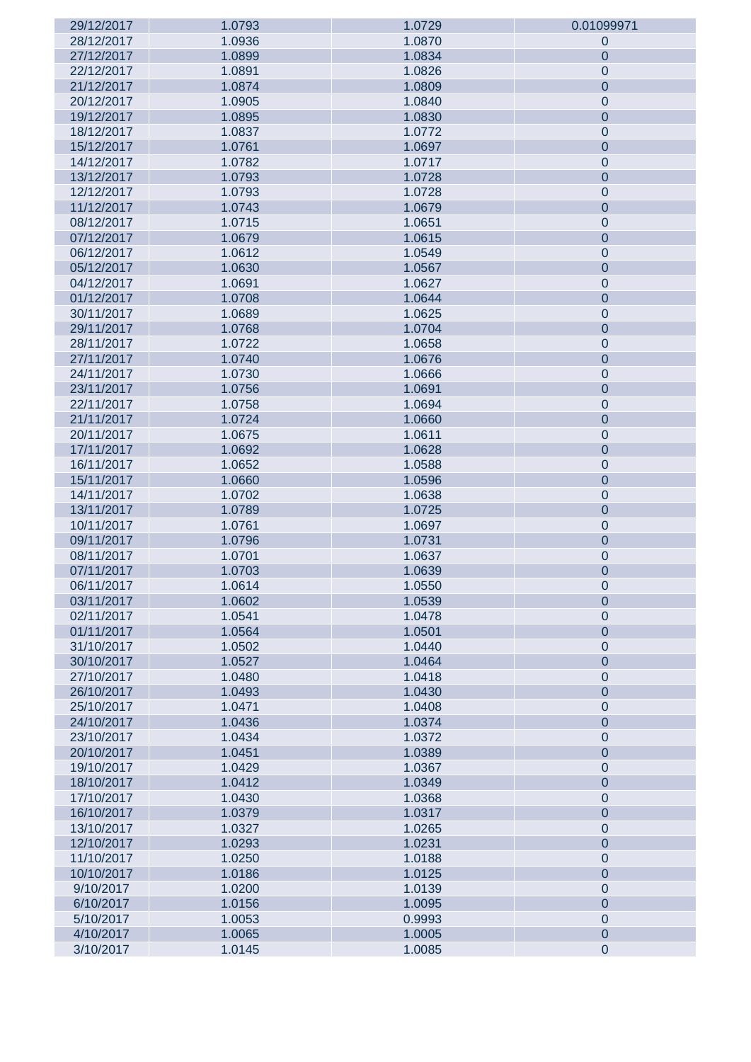| | | | |
|---|---|---|---|
| 29/12/2017 | 1.0793 | 1.0729 | 0.01099971 |
| 28/12/2017 | 1.0936 | 1.0870 | 0 |
| 27/12/2017 | 1.0899 | 1.0834 | 0 |
| 22/12/2017 | 1.0891 | 1.0826 | 0 |
| 21/12/2017 | 1.0874 | 1.0809 | 0 |
| 20/12/2017 | 1.0905 | 1.0840 | 0 |
| 19/12/2017 | 1.0895 | 1.0830 | 0 |
| 18/12/2017 | 1.0837 | 1.0772 | 0 |
| 15/12/2017 | 1.0761 | 1.0697 | 0 |
| 14/12/2017 | 1.0782 | 1.0717 | 0 |
| 13/12/2017 | 1.0793 | 1.0728 | 0 |
| 12/12/2017 | 1.0793 | 1.0728 | 0 |
| 11/12/2017 | 1.0743 | 1.0679 | 0 |
| 08/12/2017 | 1.0715 | 1.0651 | 0 |
| 07/12/2017 | 1.0679 | 1.0615 | 0 |
| 06/12/2017 | 1.0612 | 1.0549 | 0 |
| 05/12/2017 | 1.0630 | 1.0567 | 0 |
| 04/12/2017 | 1.0691 | 1.0627 | 0 |
| 01/12/2017 | 1.0708 | 1.0644 | 0 |
| 30/11/2017 | 1.0689 | 1.0625 | 0 |
| 29/11/2017 | 1.0768 | 1.0704 | 0 |
| 28/11/2017 | 1.0722 | 1.0658 | 0 |
| 27/11/2017 | 1.0740 | 1.0676 | 0 |
| 24/11/2017 | 1.0730 | 1.0666 | 0 |
| 23/11/2017 | 1.0756 | 1.0691 | 0 |
| 22/11/2017 | 1.0758 | 1.0694 | 0 |
| 21/11/2017 | 1.0724 | 1.0660 | 0 |
| 20/11/2017 | 1.0675 | 1.0611 | 0 |
| 17/11/2017 | 1.0692 | 1.0628 | 0 |
| 16/11/2017 | 1.0652 | 1.0588 | 0 |
| 15/11/2017 | 1.0660 | 1.0596 | 0 |
| 14/11/2017 | 1.0702 | 1.0638 | 0 |
| 13/11/2017 | 1.0789 | 1.0725 | 0 |
| 10/11/2017 | 1.0761 | 1.0697 | 0 |
| 09/11/2017 | 1.0796 | 1.0731 | 0 |
| 08/11/2017 | 1.0701 | 1.0637 | 0 |
| 07/11/2017 | 1.0703 | 1.0639 | 0 |
| 06/11/2017 | 1.0614 | 1.0550 | 0 |
| 03/11/2017 | 1.0602 | 1.0539 | 0 |
| 02/11/2017 | 1.0541 | 1.0478 | 0 |
| 01/11/2017 | 1.0564 | 1.0501 | 0 |
| 31/10/2017 | 1.0502 | 1.0440 | 0 |
| 30/10/2017 | 1.0527 | 1.0464 | 0 |
| 27/10/2017 | 1.0480 | 1.0418 | 0 |
| 26/10/2017 | 1.0493 | 1.0430 | 0 |
| 25/10/2017 | 1.0471 | 1.0408 | 0 |
| 24/10/2017 | 1.0436 | 1.0374 | 0 |
| 23/10/2017 | 1.0434 | 1.0372 | 0 |
| 20/10/2017 | 1.0451 | 1.0389 | 0 |
| 19/10/2017 | 1.0429 | 1.0367 | 0 |
| 18/10/2017 | 1.0412 | 1.0349 | 0 |
| 17/10/2017 | 1.0430 | 1.0368 | 0 |
| 16/10/2017 | 1.0379 | 1.0317 | 0 |
| 13/10/2017 | 1.0327 | 1.0265 | 0 |
| 12/10/2017 | 1.0293 | 1.0231 | 0 |
| 11/10/2017 | 1.0250 | 1.0188 | 0 |
| 10/10/2017 | 1.0186 | 1.0125 | 0 |
| 9/10/2017 | 1.0200 | 1.0139 | 0 |
| 6/10/2017 | 1.0156 | 1.0095 | 0 |
| 5/10/2017 | 1.0053 | 0.9993 | 0 |
| 4/10/2017 | 1.0065 | 1.0005 | 0 |
| 3/10/2017 | 1.0145 | 1.0085 | 0 |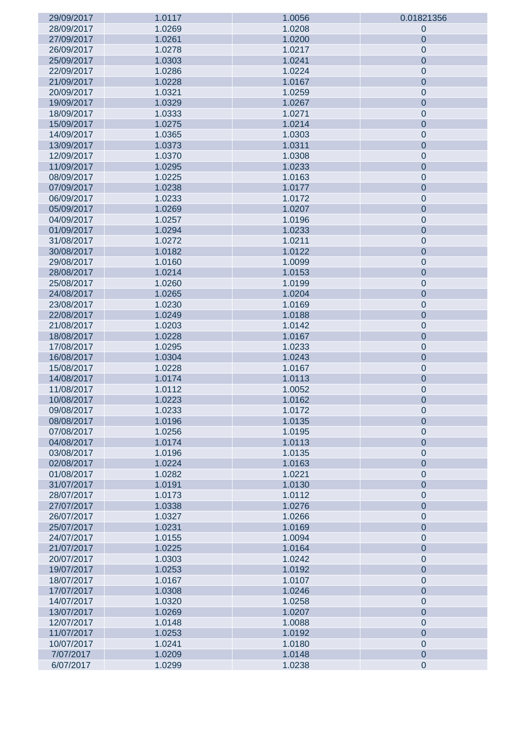| 29/09/2017 | 1.0117 | 1.0056 | 0.01821356 |
|---|---|---|---|
| 28/09/2017 | 1.0269 | 1.0208 | 0 |
| 27/09/2017 | 1.0261 | 1.0200 | 0 |
| 26/09/2017 | 1.0278 | 1.0217 | 0 |
| 25/09/2017 | 1.0303 | 1.0241 | 0 |
| 22/09/2017 | 1.0286 | 1.0224 | 0 |
| 21/09/2017 | 1.0228 | 1.0167 | 0 |
| 20/09/2017 | 1.0321 | 1.0259 | 0 |
| 19/09/2017 | 1.0329 | 1.0267 | 0 |
| 18/09/2017 | 1.0333 | 1.0271 | 0 |
| 15/09/2017 | 1.0275 | 1.0214 | 0 |
| 14/09/2017 | 1.0365 | 1.0303 | 0 |
| 13/09/2017 | 1.0373 | 1.0311 | 0 |
| 12/09/2017 | 1.0370 | 1.0308 | 0 |
| 11/09/2017 | 1.0295 | 1.0233 | 0 |
| 08/09/2017 | 1.0225 | 1.0163 | 0 |
| 07/09/2017 | 1.0238 | 1.0177 | 0 |
| 06/09/2017 | 1.0233 | 1.0172 | 0 |
| 05/09/2017 | 1.0269 | 1.0207 | 0 |
| 04/09/2017 | 1.0257 | 1.0196 | 0 |
| 01/09/2017 | 1.0294 | 1.0233 | 0 |
| 31/08/2017 | 1.0272 | 1.0211 | 0 |
| 30/08/2017 | 1.0182 | 1.0122 | 0 |
| 29/08/2017 | 1.0160 | 1.0099 | 0 |
| 28/08/2017 | 1.0214 | 1.0153 | 0 |
| 25/08/2017 | 1.0260 | 1.0199 | 0 |
| 24/08/2017 | 1.0265 | 1.0204 | 0 |
| 23/08/2017 | 1.0230 | 1.0169 | 0 |
| 22/08/2017 | 1.0249 | 1.0188 | 0 |
| 21/08/2017 | 1.0203 | 1.0142 | 0 |
| 18/08/2017 | 1.0228 | 1.0167 | 0 |
| 17/08/2017 | 1.0295 | 1.0233 | 0 |
| 16/08/2017 | 1.0304 | 1.0243 | 0 |
| 15/08/2017 | 1.0228 | 1.0167 | 0 |
| 14/08/2017 | 1.0174 | 1.0113 | 0 |
| 11/08/2017 | 1.0112 | 1.0052 | 0 |
| 10/08/2017 | 1.0223 | 1.0162 | 0 |
| 09/08/2017 | 1.0233 | 1.0172 | 0 |
| 08/08/2017 | 1.0196 | 1.0135 | 0 |
| 07/08/2017 | 1.0256 | 1.0195 | 0 |
| 04/08/2017 | 1.0174 | 1.0113 | 0 |
| 03/08/2017 | 1.0196 | 1.0135 | 0 |
| 02/08/2017 | 1.0224 | 1.0163 | 0 |
| 01/08/2017 | 1.0282 | 1.0221 | 0 |
| 31/07/2017 | 1.0191 | 1.0130 | 0 |
| 28/07/2017 | 1.0173 | 1.0112 | 0 |
| 27/07/2017 | 1.0338 | 1.0276 | 0 |
| 26/07/2017 | 1.0327 | 1.0266 | 0 |
| 25/07/2017 | 1.0231 | 1.0169 | 0 |
| 24/07/2017 | 1.0155 | 1.0094 | 0 |
| 21/07/2017 | 1.0225 | 1.0164 | 0 |
| 20/07/2017 | 1.0303 | 1.0242 | 0 |
| 19/07/2017 | 1.0253 | 1.0192 | 0 |
| 18/07/2017 | 1.0167 | 1.0107 | 0 |
| 17/07/2017 | 1.0308 | 1.0246 | 0 |
| 14/07/2017 | 1.0320 | 1.0258 | 0 |
| 13/07/2017 | 1.0269 | 1.0207 | 0 |
| 12/07/2017 | 1.0148 | 1.0088 | 0 |
| 11/07/2017 | 1.0253 | 1.0192 | 0 |
| 10/07/2017 | 1.0241 | 1.0180 | 0 |
| 7/07/2017 | 1.0209 | 1.0148 | 0 |
| 6/07/2017 | 1.0299 | 1.0238 | 0 |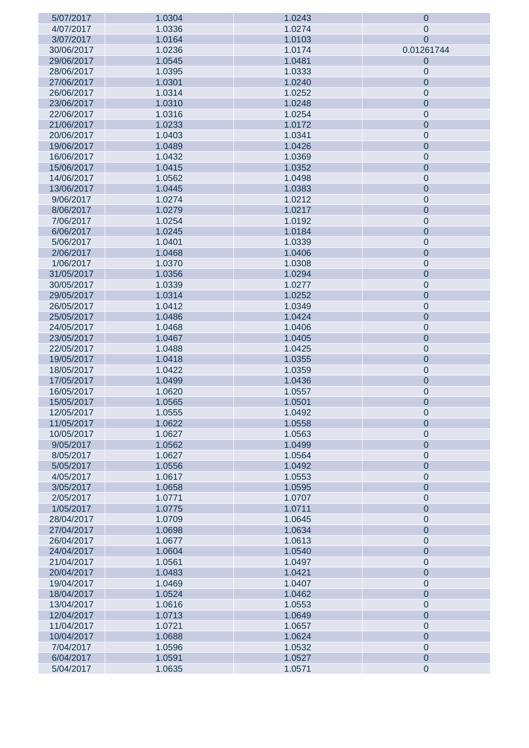| | | | |
|---|---|---|---|
| 5/07/2017 | 1.0304 | 1.0243 | 0 |
| 4/07/2017 | 1.0336 | 1.0274 | 0 |
| 3/07/2017 | 1.0164 | 1.0103 | 0 |
| 30/06/2017 | 1.0236 | 1.0174 | 0.01261744 |
| 29/06/2017 | 1.0545 | 1.0481 | 0 |
| 28/06/2017 | 1.0395 | 1.0333 | 0 |
| 27/06/2017 | 1.0301 | 1.0240 | 0 |
| 26/06/2017 | 1.0314 | 1.0252 | 0 |
| 23/06/2017 | 1.0310 | 1.0248 | 0 |
| 22/06/2017 | 1.0316 | 1.0254 | 0 |
| 21/06/2017 | 1.0233 | 1.0172 | 0 |
| 20/06/2017 | 1.0403 | 1.0341 | 0 |
| 19/06/2017 | 1.0489 | 1.0426 | 0 |
| 16/06/2017 | 1.0432 | 1.0369 | 0 |
| 15/06/2017 | 1.0415 | 1.0352 | 0 |
| 14/06/2017 | 1.0562 | 1.0498 | 0 |
| 13/06/2017 | 1.0445 | 1.0383 | 0 |
| 9/06/2017 | 1.0274 | 1.0212 | 0 |
| 8/06/2017 | 1.0279 | 1.0217 | 0 |
| 7/06/2017 | 1.0254 | 1.0192 | 0 |
| 6/06/2017 | 1.0245 | 1.0184 | 0 |
| 5/06/2017 | 1.0401 | 1.0339 | 0 |
| 2/06/2017 | 1.0468 | 1.0406 | 0 |
| 1/06/2017 | 1.0370 | 1.0308 | 0 |
| 31/05/2017 | 1.0356 | 1.0294 | 0 |
| 30/05/2017 | 1.0339 | 1.0277 | 0 |
| 29/05/2017 | 1.0314 | 1.0252 | 0 |
| 26/05/2017 | 1.0412 | 1.0349 | 0 |
| 25/05/2017 | 1.0486 | 1.0424 | 0 |
| 24/05/2017 | 1.0468 | 1.0406 | 0 |
| 23/05/2017 | 1.0467 | 1.0405 | 0 |
| 22/05/2017 | 1.0488 | 1.0425 | 0 |
| 19/05/2017 | 1.0418 | 1.0355 | 0 |
| 18/05/2017 | 1.0422 | 1.0359 | 0 |
| 17/05/2017 | 1.0499 | 1.0436 | 0 |
| 16/05/2017 | 1.0620 | 1.0557 | 0 |
| 15/05/2017 | 1.0565 | 1.0501 | 0 |
| 12/05/2017 | 1.0555 | 1.0492 | 0 |
| 11/05/2017 | 1.0622 | 1.0558 | 0 |
| 10/05/2017 | 1.0627 | 1.0563 | 0 |
| 9/05/2017 | 1.0562 | 1.0499 | 0 |
| 8/05/2017 | 1.0627 | 1.0564 | 0 |
| 5/05/2017 | 1.0556 | 1.0492 | 0 |
| 4/05/2017 | 1.0617 | 1.0553 | 0 |
| 3/05/2017 | 1.0658 | 1.0595 | 0 |
| 2/05/2017 | 1.0771 | 1.0707 | 0 |
| 1/05/2017 | 1.0775 | 1.0711 | 0 |
| 28/04/2017 | 1.0709 | 1.0645 | 0 |
| 27/04/2017 | 1.0698 | 1.0634 | 0 |
| 26/04/2017 | 1.0677 | 1.0613 | 0 |
| 24/04/2017 | 1.0604 | 1.0540 | 0 |
| 21/04/2017 | 1.0561 | 1.0497 | 0 |
| 20/04/2017 | 1.0483 | 1.0421 | 0 |
| 19/04/2017 | 1.0469 | 1.0407 | 0 |
| 18/04/2017 | 1.0524 | 1.0462 | 0 |
| 13/04/2017 | 1.0616 | 1.0553 | 0 |
| 12/04/2017 | 1.0713 | 1.0649 | 0 |
| 11/04/2017 | 1.0721 | 1.0657 | 0 |
| 10/04/2017 | 1.0688 | 1.0624 | 0 |
| 7/04/2017 | 1.0596 | 1.0532 | 0 |
| 6/04/2017 | 1.0591 | 1.0527 | 0 |
| 5/04/2017 | 1.0635 | 1.0571 | 0 |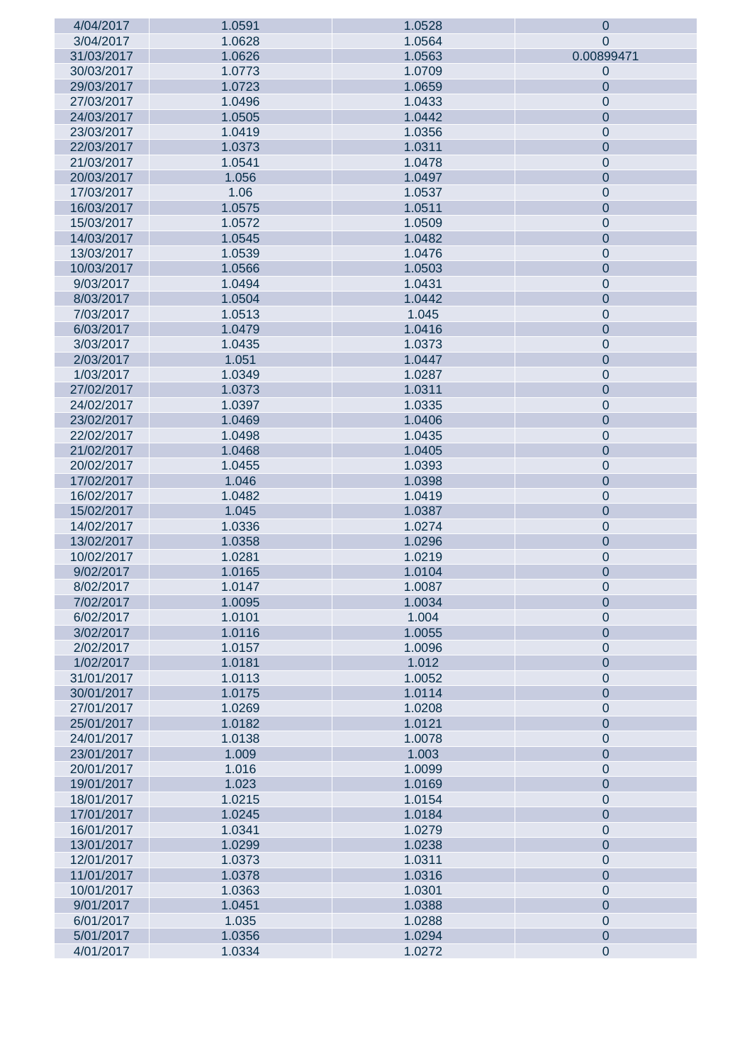| | | | |
|---|---|---|---|
| 4/04/2017 | 1.0591 | 1.0528 | 0 |
| 3/04/2017 | 1.0628 | 1.0564 | 0 |
| 31/03/2017 | 1.0626 | 1.0563 | 0.00899471 |
| 30/03/2017 | 1.0773 | 1.0709 | 0 |
| 29/03/2017 | 1.0723 | 1.0659 | 0 |
| 27/03/2017 | 1.0496 | 1.0433 | 0 |
| 24/03/2017 | 1.0505 | 1.0442 | 0 |
| 23/03/2017 | 1.0419 | 1.0356 | 0 |
| 22/03/2017 | 1.0373 | 1.0311 | 0 |
| 21/03/2017 | 1.0541 | 1.0478 | 0 |
| 20/03/2017 | 1.056 | 1.0497 | 0 |
| 17/03/2017 | 1.06 | 1.0537 | 0 |
| 16/03/2017 | 1.0575 | 1.0511 | 0 |
| 15/03/2017 | 1.0572 | 1.0509 | 0 |
| 14/03/2017 | 1.0545 | 1.0482 | 0 |
| 13/03/2017 | 1.0539 | 1.0476 | 0 |
| 10/03/2017 | 1.0566 | 1.0503 | 0 |
| 9/03/2017 | 1.0494 | 1.0431 | 0 |
| 8/03/2017 | 1.0504 | 1.0442 | 0 |
| 7/03/2017 | 1.0513 | 1.045 | 0 |
| 6/03/2017 | 1.0479 | 1.0416 | 0 |
| 3/03/2017 | 1.0435 | 1.0373 | 0 |
| 2/03/2017 | 1.051 | 1.0447 | 0 |
| 1/03/2017 | 1.0349 | 1.0287 | 0 |
| 27/02/2017 | 1.0373 | 1.0311 | 0 |
| 24/02/2017 | 1.0397 | 1.0335 | 0 |
| 23/02/2017 | 1.0469 | 1.0406 | 0 |
| 22/02/2017 | 1.0498 | 1.0435 | 0 |
| 21/02/2017 | 1.0468 | 1.0405 | 0 |
| 20/02/2017 | 1.0455 | 1.0393 | 0 |
| 17/02/2017 | 1.046 | 1.0398 | 0 |
| 16/02/2017 | 1.0482 | 1.0419 | 0 |
| 15/02/2017 | 1.045 | 1.0387 | 0 |
| 14/02/2017 | 1.0336 | 1.0274 | 0 |
| 13/02/2017 | 1.0358 | 1.0296 | 0 |
| 10/02/2017 | 1.0281 | 1.0219 | 0 |
| 9/02/2017 | 1.0165 | 1.0104 | 0 |
| 8/02/2017 | 1.0147 | 1.0087 | 0 |
| 7/02/2017 | 1.0095 | 1.0034 | 0 |
| 6/02/2017 | 1.0101 | 1.004 | 0 |
| 3/02/2017 | 1.0116 | 1.0055 | 0 |
| 2/02/2017 | 1.0157 | 1.0096 | 0 |
| 1/02/2017 | 1.0181 | 1.012 | 0 |
| 31/01/2017 | 1.0113 | 1.0052 | 0 |
| 30/01/2017 | 1.0175 | 1.0114 | 0 |
| 27/01/2017 | 1.0269 | 1.0208 | 0 |
| 25/01/2017 | 1.0182 | 1.0121 | 0 |
| 24/01/2017 | 1.0138 | 1.0078 | 0 |
| 23/01/2017 | 1.009 | 1.003 | 0 |
| 20/01/2017 | 1.016 | 1.0099 | 0 |
| 19/01/2017 | 1.023 | 1.0169 | 0 |
| 18/01/2017 | 1.0215 | 1.0154 | 0 |
| 17/01/2017 | 1.0245 | 1.0184 | 0 |
| 16/01/2017 | 1.0341 | 1.0279 | 0 |
| 13/01/2017 | 1.0299 | 1.0238 | 0 |
| 12/01/2017 | 1.0373 | 1.0311 | 0 |
| 11/01/2017 | 1.0378 | 1.0316 | 0 |
| 10/01/2017 | 1.0363 | 1.0301 | 0 |
| 9/01/2017 | 1.0451 | 1.0388 | 0 |
| 6/01/2017 | 1.035 | 1.0288 | 0 |
| 5/01/2017 | 1.0356 | 1.0294 | 0 |
| 4/01/2017 | 1.0334 | 1.0272 | 0 |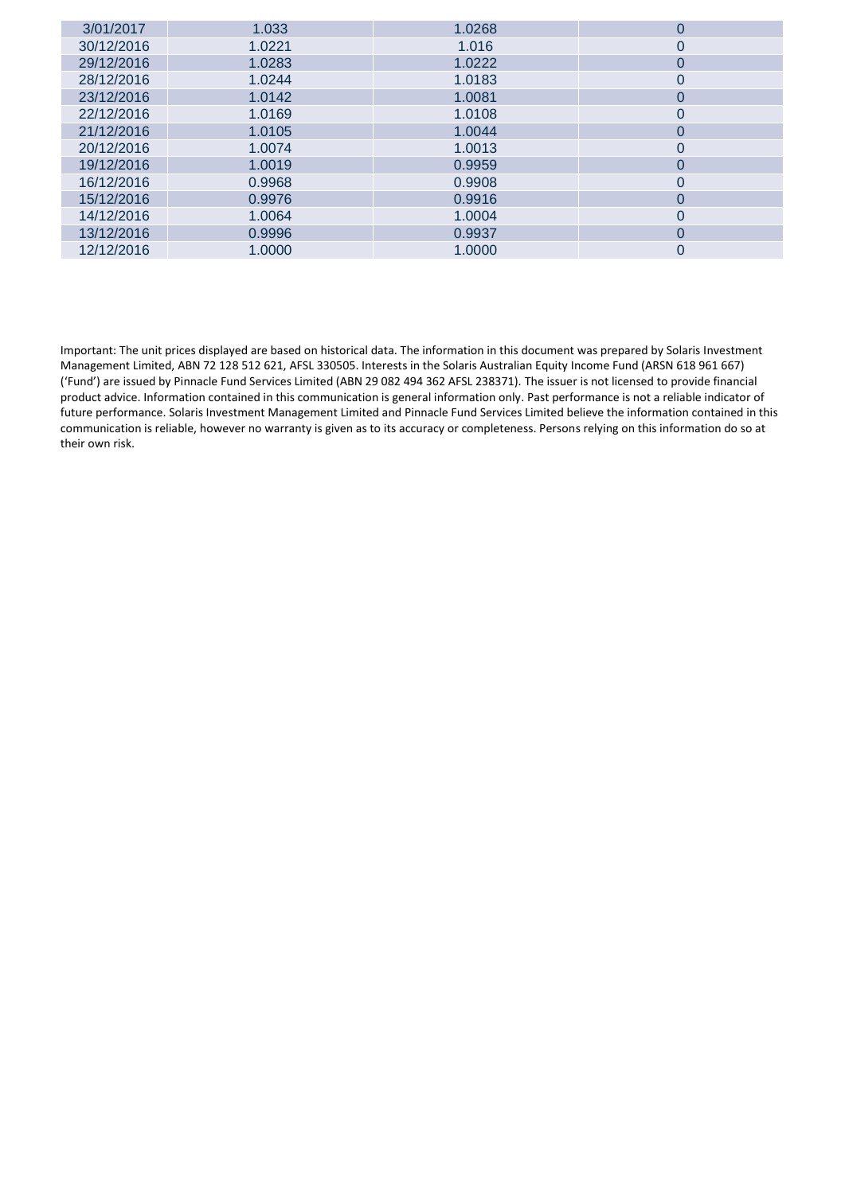| | | | |
|---|---|---|---|
| 3/01/2017 | 1.033 | 1.0268 | 0 |
| 30/12/2016 | 1.0221 | 1.016 | 0 |
| 29/12/2016 | 1.0283 | 1.0222 | 0 |
| 28/12/2016 | 1.0244 | 1.0183 | 0 |
| 23/12/2016 | 1.0142 | 1.0081 | 0 |
| 22/12/2016 | 1.0169 | 1.0108 | 0 |
| 21/12/2016 | 1.0105 | 1.0044 | 0 |
| 20/12/2016 | 1.0074 | 1.0013 | 0 |
| 19/12/2016 | 1.0019 | 0.9959 | 0 |
| 16/12/2016 | 0.9968 | 0.9908 | 0 |
| 15/12/2016 | 0.9976 | 0.9916 | 0 |
| 14/12/2016 | 1.0064 | 1.0004 | 0 |
| 13/12/2016 | 0.9996 | 0.9937 | 0 |
| 12/12/2016 | 1.0000 | 1.0000 | 0 |

Important: The unit prices displayed are based on historical data. The information in this document was prepared by Solaris Investment Management Limited, ABN 72 128 512 621, AFSL 330505. Interests in the Solaris Australian Equity Income Fund (ARSN 618 961 667) ('Fund') are issued by Pinnacle Fund Services Limited (ABN 29 082 494 362 AFSL 238371). The issuer is not licensed to provide financial product advice. Information contained in this communication is general information only. Past performance is not a reliable indicator of future performance. Solaris Investment Management Limited and Pinnacle Fund Services Limited believe the information contained in this communication is reliable, however no warranty is given as to its accuracy or completeness. Persons relying on this information do so at their own risk.